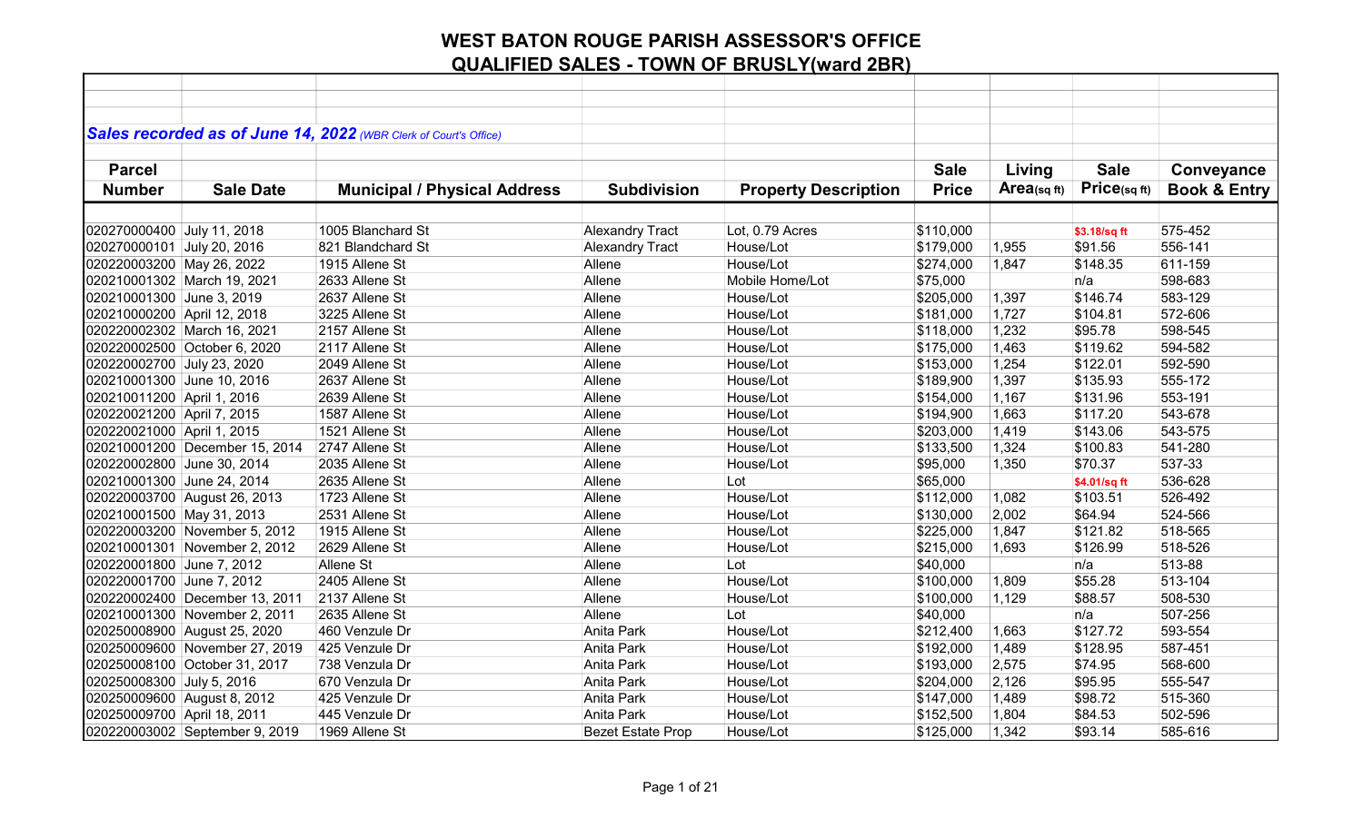# WEST BATON ROUGE PARISH ASSESSOR'S OFFICE

## QUALIFIED SALES - TOWN OF BRUSLY(ward 2BR)

***Sales recorded as of June 14, 2022*** *(WBR Clerk of Court's Office)*

| Parcel Number | Sale Date | Municipal / Physical Address | Subdivision | Property Description | Sale Price | Living Area(sq ft) | Sale Price(sq ft) | Conveyance Book & Entry |
|---|---|---|---|---|---|---|---|---|
| 020270000400 | July 11, 2018 | 1005 Blanchard St | Alexandry Tract | Lot, 0.79 Acres | $110,000 | | $3.18/sq ft | 575-452 |
| 020270000101 | July 20, 2016 | 821 Blandchard St | Alexandry Tract | House/Lot | $179,000 | 1,955 | $91.56 | 556-141 |
| 020220003200 | May 26, 2022 | 1915 Allene St | Allene | House/Lot | $274,000 | 1,847 | $148.35 | 611-159 |
| 020210001302 | March 19, 2021 | 2633 Allene St | Allene | Mobile Home/Lot | $75,000 | | n/a | 598-683 |
| 020210001300 | June 3, 2019 | 2637 Allene St | Allene | House/Lot | $205,000 | 1,397 | $146.74 | 583-129 |
| 020210000200 | April 12, 2018 | 3225 Allene St | Allene | House/Lot | $181,000 | 1,727 | $104.81 | 572-606 |
| 020220002302 | March 16, 2021 | 2157 Allene St | Allene | House/Lot | $118,000 | 1,232 | $95.78 | 598-545 |
| 020220002500 | October 6, 2020 | 2117 Allene St | Allene | House/Lot | $175,000 | 1,463 | $119.62 | 594-582 |
| 020220002700 | July 23, 2020 | 2049 Allene St | Allene | House/Lot | $153,000 | 1,254 | $122.01 | 592-590 |
| 020210001300 | June 10, 2016 | 2637 Allene St | Allene | House/Lot | $189,900 | 1,397 | $135.93 | 555-172 |
| 020210011200 | April 1, 2016 | 2639 Allene St | Allene | House/Lot | $154,000 | 1,167 | $131.96 | 553-191 |
| 020220021200 | April 7, 2015 | 1587 Allene St | Allene | House/Lot | $194,900 | 1,663 | $117.20 | 543-678 |
| 020220021000 | April 1, 2015 | 1521 Allene St | Allene | House/Lot | $203,000 | 1,419 | $143.06 | 543-575 |
| 020210001200 | December 15, 2014 | 2747 Allene St | Allene | House/Lot | $133,500 | 1,324 | $100.83 | 541-280 |
| 020220002800 | June 30, 2014 | 2035 Allene St | Allene | House/Lot | $95,000 | 1,350 | $70.37 | 537-33 |
| 020210001300 | June 24, 2014 | 2635 Allene St | Allene | Lot | $65,000 | | $4.01/sq ft | 536-628 |
| 020220003700 | August 26, 2013 | 1723 Allene St | Allene | House/Lot | $112,000 | 1,082 | $103.51 | 526-492 |
| 020210001500 | May 31, 2013 | 2531 Allene St | Allene | House/Lot | $130,000 | 2,002 | $64.94 | 524-566 |
| 020220003200 | November 5, 2012 | 1915 Allene St | Allene | House/Lot | $225,000 | 1,847 | $121.82 | 518-565 |
| 020210001301 | November 2, 2012 | 2629 Allene St | Allene | House/Lot | $215,000 | 1,693 | $126.99 | 518-526 |
| 020220001800 | June 7, 2012 | Allene St | Allene | Lot | $40,000 | | n/a | 513-88 |
| 020220001700 | June 7, 2012 | 2405 Allene St | Allene | House/Lot | $100,000 | 1,809 | $55.28 | 513-104 |
| 020220002400 | December 13, 2011 | 2137 Allene St | Allene | House/Lot | $100,000 | 1,129 | $88.57 | 508-530 |
| 020210001300 | November 2, 2011 | 2635 Allene St | Allene | Lot | $40,000 | | n/a | 507-256 |
| 020250008900 | August 25, 2020 | 460 Venzule Dr | Anita Park | House/Lot | $212,400 | 1,663 | $127.72 | 593-554 |
| 020250009600 | November 27, 2019 | 425 Venzule Dr | Anita Park | House/Lot | $192,000 | 1,489 | $128.95 | 587-451 |
| 020250008100 | October 31, 2017 | 738 Venzula Dr | Anita Park | House/Lot | $193,000 | 2,575 | $74.95 | 568-600 |
| 020250008300 | July 5, 2016 | 670 Venzula Dr | Anita Park | House/Lot | $204,000 | 2,126 | $95.95 | 555-547 |
| 020250009600 | August 8, 2012 | 425 Venzule Dr | Anita Park | House/Lot | $147,000 | 1,489 | $98.72 | 515-360 |
| 020250009700 | April 18, 2011 | 445 Venzule Dr | Anita Park | House/Lot | $152,500 | 1,804 | $84.53 | 502-596 |
| 020220003002 | September 9, 2019 | 1969 Allene St | Bezet Estate Prop | House/Lot | $125,000 | 1,342 | $93.14 | 585-616 |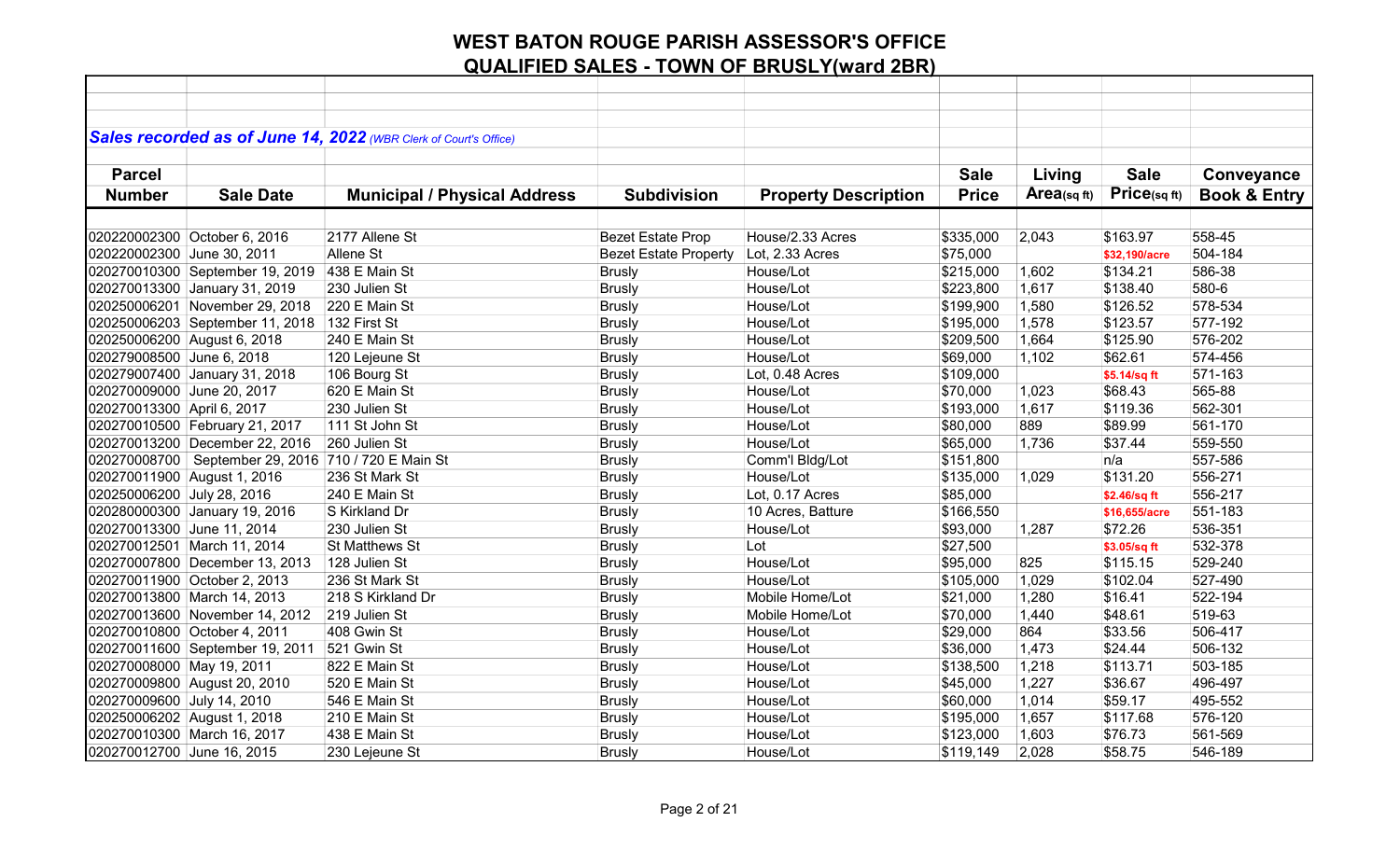# WEST BATON ROUGE PARISH ASSESSOR'S OFFICE

## QUALIFIED SALES - TOWN OF BRUSLY(ward 2BR)

***Sales recorded as of June 14, 2022*** *(WBR Clerk of Court's Office)*

| Parcel Number | Sale Date | Municipal / Physical Address | Subdivision | Property Description | Sale Price | Living Area(sq ft) | Sale Price(sq ft) | Conveyance Book & Entry |
|---|---|---|---|---|---|---|---|---|
| 020220002300 | October 6, 2016 | 2177 Allene St | Bezet Estate Prop | House/2.33 Acres | $335,000 | 2,043 | $163.97 | 558-45 |
| 020220002300 | June 30, 2011 | Allene St | Bezet Estate Property | Lot, 2.33 Acres | $75,000 | | $32,190/acre | 504-184 |
| 020270010300 | September 19, 2019 | 438 E Main St | Brusly | House/Lot | $215,000 | 1,602 | $134.21 | 586-38 |
| 020270013300 | January 31, 2019 | 230 Julien St | Brusly | House/Lot | $223,800 | 1,617 | $138.40 | 580-6 |
| 020250006201 | November 29, 2018 | 220 E Main St | Brusly | House/Lot | $199,900 | 1,580 | $126.52 | 578-534 |
| 020250006203 | September 11, 2018 | 132 First St | Brusly | House/Lot | $195,000 | 1,578 | $123.57 | 577-192 |
| 020250006200 | August 6, 2018 | 240 E Main St | Brusly | House/Lot | $209,500 | 1,664 | $125.90 | 576-202 |
| 020279008500 | June 6, 2018 | 120 Lejeune St | Brusly | House/Lot | $69,000 | 1,102 | $62.61 | 574-456 |
| 020279007400 | January 31, 2018 | 106 Bourg St | Brusly | Lot, 0.48 Acres | $109,000 | | $5.14/sq ft | 571-163 |
| 020270009000 | June 20, 2017 | 620 E Main St | Brusly | House/Lot | $70,000 | 1,023 | $68.43 | 565-88 |
| 020270013300 | April 6, 2017 | 230 Julien St | Brusly | House/Lot | $193,000 | 1,617 | $119.36 | 562-301 |
| 020270010500 | February 21, 2017 | 111 St John St | Brusly | House/Lot | $80,000 | 889 | $89.99 | 561-170 |
| 020270013200 | December 22, 2016 | 260 Julien St | Brusly | House/Lot | $65,000 | 1,736 | $37.44 | 559-550 |
| 020270008700 | September 29, 2016 | 710 / 720 E Main St | Brusly | Comm'l Bldg/Lot | $151,800 | | n/a | 557-586 |
| 020270011900 | August 1, 2016 | 236 St Mark St | Brusly | House/Lot | $135,000 | 1,029 | $131.20 | 556-271 |
| 020250006200 | July 28, 2016 | 240 E Main St | Brusly | Lot, 0.17 Acres | $85,000 | | $2.46/sq ft | 556-217 |
| 020280000300 | January 19, 2016 | S Kirkland Dr | Brusly | 10 Acres, Batture | $166,550 | | $16,655/acre | 551-183 |
| 020270013300 | June 11, 2014 | 230 Julien St | Brusly | House/Lot | $93,000 | 1,287 | $72.26 | 536-351 |
| 020270012501 | March 11, 2014 | St Matthews St | Brusly | Lot | $27,500 | | $3.05/sq ft | 532-378 |
| 020270007800 | December 13, 2013 | 128 Julien St | Brusly | House/Lot | $95,000 | 825 | $115.15 | 529-240 |
| 020270011900 | October 2, 2013 | 236 St Mark St | Brusly | House/Lot | $105,000 | 1,029 | $102.04 | 527-490 |
| 020270013800 | March 14, 2013 | 218 S Kirkland Dr | Brusly | Mobile Home/Lot | $21,000 | 1,280 | $16.41 | 522-194 |
| 020270013600 | November 14, 2012 | 219 Julien St | Brusly | Mobile Home/Lot | $70,000 | 1,440 | $48.61 | 519-63 |
| 020270010800 | October 4, 2011 | 408 Gwin St | Brusly | House/Lot | $29,000 | 864 | $33.56 | 506-417 |
| 020270011600 | September 19, 2011 | 521 Gwin St | Brusly | House/Lot | $36,000 | 1,473 | $24.44 | 506-132 |
| 020270008000 | May 19, 2011 | 822 E Main St | Brusly | House/Lot | $138,500 | 1,218 | $113.71 | 503-185 |
| 020270009800 | August 20, 2010 | 520 E Main St | Brusly | House/Lot | $45,000 | 1,227 | $36.67 | 496-497 |
| 020270009600 | July 14, 2010 | 546 E Main St | Brusly | House/Lot | $60,000 | 1,014 | $59.17 | 495-552 |
| 020250006202 | August 1, 2018 | 210 E Main St | Brusly | House/Lot | $195,000 | 1,657 | $117.68 | 576-120 |
| 020270010300 | March 16, 2017 | 438 E Main St | Brusly | House/Lot | $123,000 | 1,603 | $76.73 | 561-569 |
| 020270012700 | June 16, 2015 | 230 Lejeune St | Brusly | House/Lot | $119,149 | 2,028 | $58.75 | 546-189 |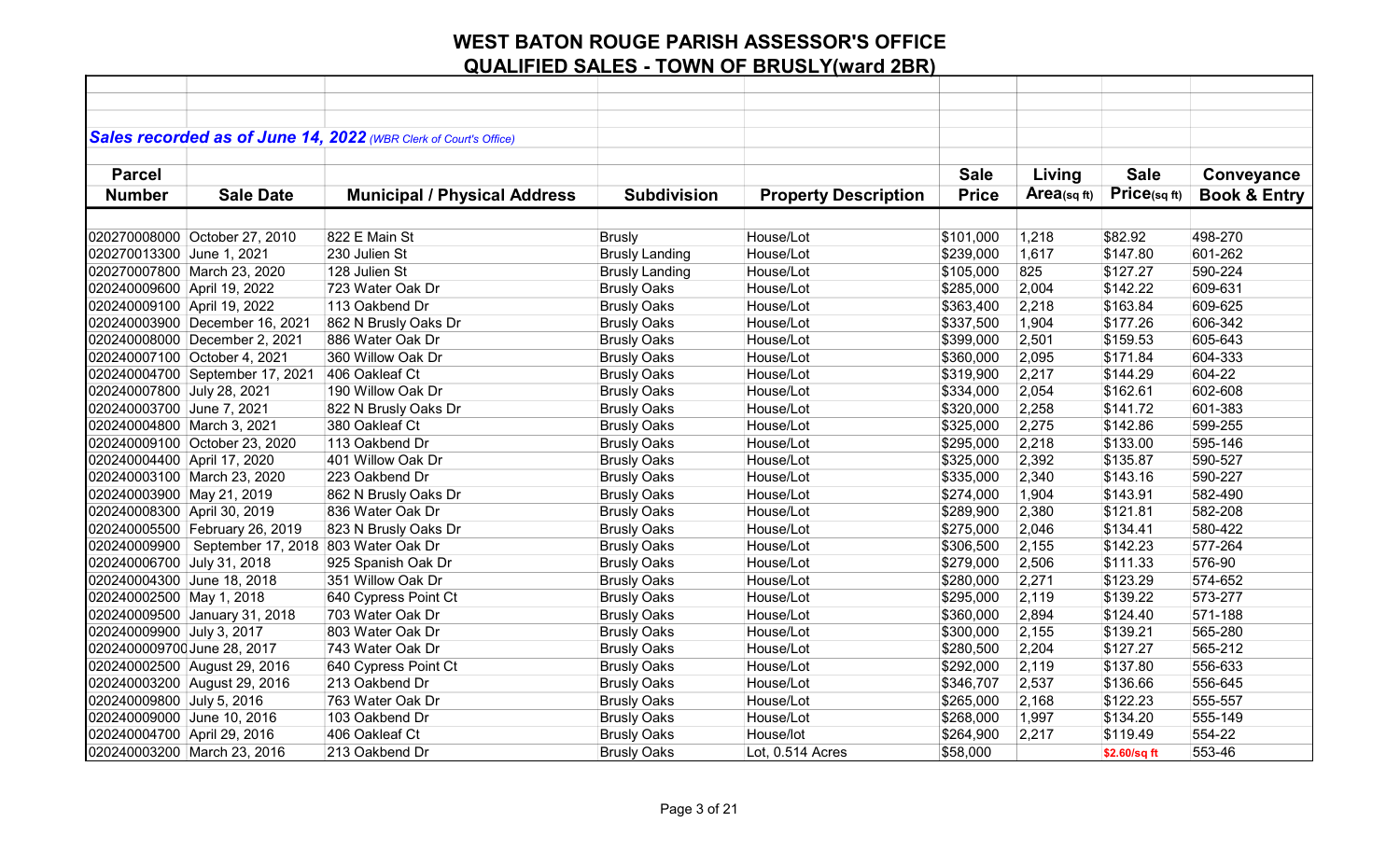# WEST BATON ROUGE PARISH ASSESSOR'S OFFICE

## QUALIFIED SALES - TOWN OF BRUSLY(ward 2BR)

***Sales recorded as of June 14, 2022** (WBR Clerk of Court's Office)*

| Parcel Number | Sale Date | Municipal / Physical Address | Subdivision | Property Description | Sale Price | Living Area(sq ft) | Sale Price(sq ft) | Conveyance Book & Entry |
|---|---|---|---|---|---|---|---|---|
| 020270008000 | October 27, 2010 | 822 E Main St | Brusly | House/Lot | $101,000 | 1,218 | $82.92 | 498-270 |
| 020270013300 | June 1, 2021 | 230 Julien St | Brusly Landing | House/Lot | $239,000 | 1,617 | $147.80 | 601-262 |
| 020270007800 | March 23, 2020 | 128 Julien St | Brusly Landing | House/Lot | $105,000 | 825 | $127.27 | 590-224 |
| 020240009600 | April 19, 2022 | 723 Water Oak Dr | Brusly Oaks | House/Lot | $285,000 | 2,004 | $142.22 | 609-631 |
| 020240009100 | April 19, 2022 | 113 Oakbend Dr | Brusly Oaks | House/Lot | $363,400 | 2,218 | $163.84 | 609-625 |
| 020240003900 | December 16, 2021 | 862 N Brusly Oaks Dr | Brusly Oaks | House/Lot | $337,500 | 1,904 | $177.26 | 606-342 |
| 020240008000 | December 2, 2021 | 886 Water Oak Dr | Brusly Oaks | House/Lot | $399,000 | 2,501 | $159.53 | 605-643 |
| 020240007100 | October 4, 2021 | 360 Willow Oak Dr | Brusly Oaks | House/Lot | $360,000 | 2,095 | $171.84 | 604-333 |
| 020240004700 | September 17, 2021 | 406 Oakleaf Ct | Brusly Oaks | House/Lot | $319,900 | 2,217 | $144.29 | 604-22 |
| 020240007800 | July 28, 2021 | 190 Willow Oak Dr | Brusly Oaks | House/Lot | $334,000 | 2,054 | $162.61 | 602-608 |
| 020240003700 | June 7, 2021 | 822 N Brusly Oaks Dr | Brusly Oaks | House/Lot | $320,000 | 2,258 | $141.72 | 601-383 |
| 020240004800 | March 3, 2021 | 380 Oakleaf Ct | Brusly Oaks | House/Lot | $325,000 | 2,275 | $142.86 | 599-255 |
| 020240009100 | October 23, 2020 | 113 Oakbend Dr | Brusly Oaks | House/Lot | $295,000 | 2,218 | $133.00 | 595-146 |
| 020240004400 | April 17, 2020 | 401 Willow Oak Dr | Brusly Oaks | House/Lot | $325,000 | 2,392 | $135.87 | 590-527 |
| 020240003100 | March 23, 2020 | 223 Oakbend Dr | Brusly Oaks | House/Lot | $335,000 | 2,340 | $143.16 | 590-227 |
| 020240003900 | May 21, 2019 | 862 N Brusly Oaks Dr | Brusly Oaks | House/Lot | $274,000 | 1,904 | $143.91 | 582-490 |
| 020240008300 | April 30, 2019 | 836 Water Oak Dr | Brusly Oaks | House/Lot | $289,900 | 2,380 | $121.81 | 582-208 |
| 020240005500 | February 26, 2019 | 823 N Brusly Oaks Dr | Brusly Oaks | House/Lot | $275,000 | 2,046 | $134.41 | 580-422 |
| 020240009900 | September 17, 2018 | 803 Water Oak Dr | Brusly Oaks | House/Lot | $306,500 | 2,155 | $142.23 | 577-264 |
| 020240006700 | July 31, 2018 | 925 Spanish Oak Dr | Brusly Oaks | House/Lot | $279,000 | 2,506 | $111.33 | 576-90 |
| 020240004300 | June 18, 2018 | 351 Willow Oak Dr | Brusly Oaks | House/Lot | $280,000 | 2,271 | $123.29 | 574-652 |
| 020240002500 | May 1, 2018 | 640 Cypress Point Ct | Brusly Oaks | House/Lot | $295,000 | 2,119 | $139.22 | 573-277 |
| 020240009500 | January 31, 2018 | 703 Water Oak Dr | Brusly Oaks | House/Lot | $360,000 | 2,894 | $124.40 | 571-188 |
| 020240009900 | July 3, 2017 | 803 Water Oak Dr | Brusly Oaks | House/Lot | $300,000 | 2,155 | $139.21 | 565-280 |
| 020240009700 | June 28, 2017 | 743 Water Oak Dr | Brusly Oaks | House/Lot | $280,500 | 2,204 | $127.27 | 565-212 |
| 020240002500 | August 29, 2016 | 640 Cypress Point Ct | Brusly Oaks | House/Lot | $292,000 | 2,119 | $137.80 | 556-633 |
| 020240003200 | August 29, 2016 | 213 Oakbend Dr | Brusly Oaks | House/Lot | $346,707 | 2,537 | $136.66 | 556-645 |
| 020240009800 | July 5, 2016 | 763 Water Oak Dr | Brusly Oaks | House/Lot | $265,000 | 2,168 | $122.23 | 555-557 |
| 020240009000 | June 10, 2016 | 103 Oakbend Dr | Brusly Oaks | House/Lot | $268,000 | 1,997 | $134.20 | 555-149 |
| 020240004700 | April 29, 2016 | 406 Oakleaf Ct | Brusly Oaks | House/lot | $264,900 | 2,217 | $119.49 | 554-22 |
| 020240003200 | March 23, 2016 | 213 Oakbend Dr | Brusly Oaks | Lot, 0.514 Acres | $58,000 | | $2.60/sq ft | 553-46 |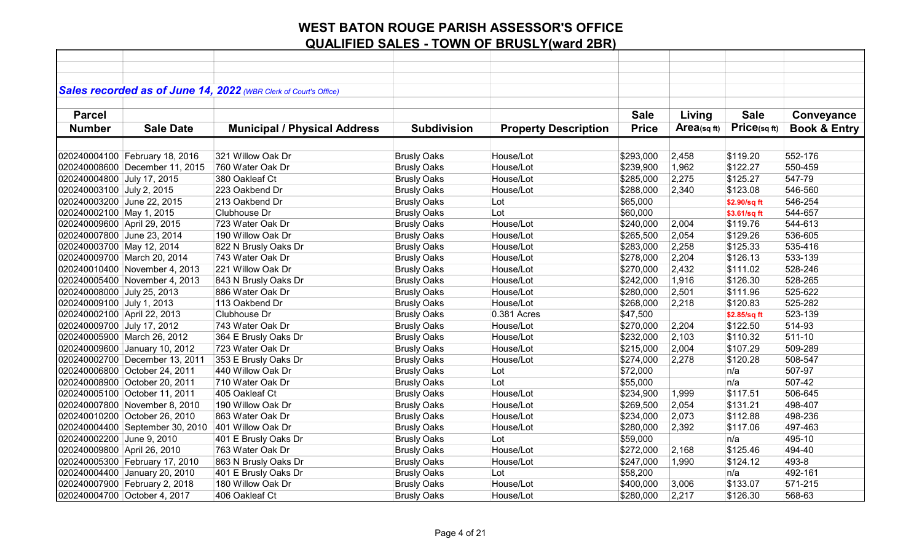# WEST BATON ROUGE PARISH ASSESSOR'S OFFICE

## QUALIFIED SALES - TOWN OF BRUSLY(ward 2BR)

***Sales recorded as of June 14, 2022** (WBR Clerk of Court's Office)*

| Parcel Number | Sale Date | Municipal / Physical Address | Subdivision | Property Description | Sale Price | Living Area(sq ft) | Sale Price(sq ft) | Conveyance Book & Entry |
|---|---|---|---|---|---|---|---|---|
| 020240004100 | February 18, 2016 | 321 Willow Oak Dr | Brusly Oaks | House/Lot | $293,000 | 2,458 | $119.20 | 552-176 |
| 020240008600 | December 11, 2015 | 760 Water Oak Dr | Brusly Oaks | House/Lot | $239,900 | 1,962 | $122.27 | 550-459 |
| 020240004800 | July 17, 2015 | 380 Oakleaf Ct | Brusly Oaks | House/Lot | $285,000 | 2,275 | $125.27 | 547-79 |
| 020240003100 | July 2, 2015 | 223 Oakbend Dr | Brusly Oaks | House/Lot | $288,000 | 2,340 | $123.08 | 546-560 |
| 020240003200 | June 22, 2015 | 213 Oakbend Dr | Brusly Oaks | Lot | $65,000 | | $2.90/sq ft | 546-254 |
| 020240002100 | May 1, 2015 | Clubhouse Dr | Brusly Oaks | Lot | $60,000 | | $3.61/sq ft | 544-657 |
| 020240009600 | April 29, 2015 | 723 Water Oak Dr | Brusly Oaks | House/Lot | $240,000 | 2,004 | $119.76 | 544-613 |
| 020240007800 | June 23, 2014 | 190 Willow Oak Dr | Brusly Oaks | House/Lot | $265,500 | 2,054 | $129.26 | 536-605 |
| 020240003700 | May 12, 2014 | 822 N Brusly Oaks Dr | Brusly Oaks | House/Lot | $283,000 | 2,258 | $125.33 | 535-416 |
| 020240009700 | March 20, 2014 | 743 Water Oak Dr | Brusly Oaks | House/Lot | $278,000 | 2,204 | $126.13 | 533-139 |
| 020240010400 | November 4, 2013 | 221 Willow Oak Dr | Brusly Oaks | House/Lot | $270,000 | 2,432 | $111.02 | 528-246 |
| 020240005400 | November 4, 2013 | 843 N Brusly Oaks Dr | Brusly Oaks | House/Lot | $242,000 | 1,916 | $126.30 | 528-265 |
| 020240008000 | July 25, 2013 | 886 Water Oak Dr | Brusly Oaks | House/Lot | $280,000 | 2,501 | $111.96 | 525-622 |
| 020240009100 | July 1, 2013 | 113 Oakbend Dr | Brusly Oaks | House/Lot | $268,000 | 2,218 | $120.83 | 525-282 |
| 020240002100 | April 22, 2013 | Clubhouse Dr | Brusly Oaks | 0.381 Acres | $47,500 | | $2.85/sq ft | 523-139 |
| 020240009700 | July 17, 2012 | 743 Water Oak Dr | Brusly Oaks | House/Lot | $270,000 | 2,204 | $122.50 | 514-93 |
| 020240005900 | March 26, 2012 | 364 E Brusly Oaks Dr | Brusly Oaks | House/Lot | $232,000 | 2,103 | $110.32 | 511-10 |
| 020240009600 | January 10, 2012 | 723 Water Oak Dr | Brusly Oaks | House/Lot | $215,000 | 2,004 | $107.29 | 509-289 |
| 020240002700 | December 13, 2011 | 353 E Brusly Oaks Dr | Brusly Oaks | House/Lot | $274,000 | 2,278 | $120.28 | 508-547 |
| 020240006800 | October 24, 2011 | 440 Willow Oak Dr | Brusly Oaks | Lot | $72,000 | | n/a | 507-97 |
| 020240008900 | October 20, 2011 | 710 Water Oak Dr | Brusly Oaks | Lot | $55,000 | | n/a | 507-42 |
| 020240005100 | October 11, 2011 | 405 Oakleaf Ct | Brusly Oaks | House/Lot | $234,900 | 1,999 | $117.51 | 506-645 |
| 020240007800 | November 8, 2010 | 190 Willow Oak Dr | Brusly Oaks | House/Lot | $269,500 | 2,054 | $131.21 | 498-407 |
| 020240010200 | October 26, 2010 | 863 Water Oak Dr | Brusly Oaks | House/Lot | $234,000 | 2,073 | $112.88 | 498-236 |
| 020240004400 | September 30, 2010 | 401 Willow Oak Dr | Brusly Oaks | House/Lot | $280,000 | 2,392 | $117.06 | 497-463 |
| 020240002200 | June 9, 2010 | 401 E Brusly Oaks Dr | Brusly Oaks | Lot | $59,000 | | n/a | 495-10 |
| 020240009800 | April 26, 2010 | 763 Water Oak Dr | Brusly Oaks | House/Lot | $272,000 | 2,168 | $125.46 | 494-40 |
| 020240005300 | February 17, 2010 | 863 N Brusly Oaks Dr | Brusly Oaks | House/Lot | $247,000 | 1,990 | $124.12 | 493-8 |
| 020240004400 | January 20, 2010 | 401 E Brusly Oaks Dr | Brusly Oaks | Lot | $58,200 | | n/a | 492-161 |
| 020240007900 | February 2, 2018 | 180 Willow Oak Dr | Brusly Oaks | House/Lot | $400,000 | 3,006 | $133.07 | 571-215 |
| 020240004700 | October 4, 2017 | 406 Oakleaf Ct | Brusly Oaks | House/Lot | $280,000 | 2,217 | $126.30 | 568-63 |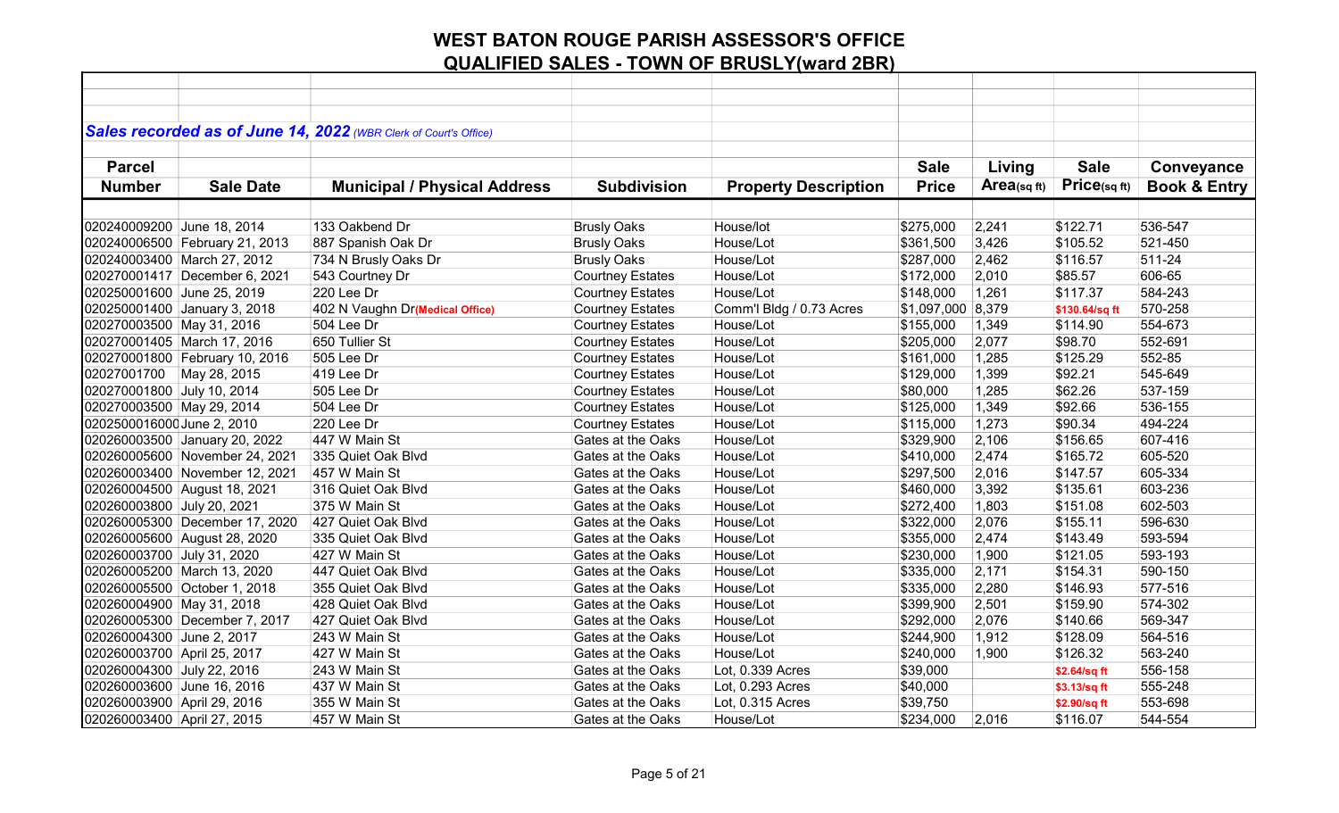# WEST BATON ROUGE PARISH ASSESSOR'S OFFICE
## QUALIFIED SALES - TOWN OF BRUSLY(ward 2BR)

***Sales recorded as of June 14, 2022*** *(WBR Clerk of Court's Office)*

| Parcel Number | Sale Date | Municipal / Physical Address | Subdivision | Property Description | Sale Price | Living Area(sq ft) | Sale Price(sq ft) | Conveyance Book & Entry |
|---|---|---|---|---|---|---|---|---|
| 020240009200 | June 18, 2014 | 133 Oakbend Dr | Brusly Oaks | House/lot | $275,000 | 2,241 | $122.71 | 536-547 |
| 020240006500 | February 21, 2013 | 887 Spanish Oak Dr | Brusly Oaks | House/Lot | $361,500 | 3,426 | $105.52 | 521-450 |
| 020240003400 | March 27, 2012 | 734 N Brusly Oaks Dr | Brusly Oaks | House/Lot | $287,000 | 2,462 | $116.57 | 511-24 |
| 020270001417 | December 6, 2021 | 543 Courtney Dr | Courtney Estates | House/Lot | $172,000 | 2,010 | $85.57 | 606-65 |
| 020250001600 | June 25, 2019 | 220 Lee Dr | Courtney Estates | House/Lot | $148,000 | 1,261 | $117.37 | 584-243 |
| 020250001400 | January 3, 2018 | 402 N Vaughn Dr**(Medical Office)** | Courtney Estates | Comm'l Bldg / 0.73 Acres | $1,097,000 | 8,379 | **$130.64/sq ft** | 570-258 |
| 020270003500 | May 31, 2016 | 504 Lee Dr | Courtney Estates | House/Lot | $155,000 | 1,349 | $114.90 | 554-673 |
| 020270001405 | March 17, 2016 | 650 Tullier St | Courtney Estates | House/Lot | $205,000 | 2,077 | $98.70 | 552-691 |
| 020270001800 | February 10, 2016 | 505 Lee Dr | Courtney Estates | House/Lot | $161,000 | 1,285 | $125.29 | 552-85 |
| 02027001700 | May 28, 2015 | 419 Lee Dr | Courtney Estates | House/Lot | $129,000 | 1,399 | $92.21 | 545-649 |
| 020270001800 | July 10, 2014 | 505 Lee Dr | Courtney Estates | House/Lot | $80,000 | 1,285 | $62.26 | 537-159 |
| 020270003500 | May 29, 2014 | 504 Lee Dr | Courtney Estates | House/Lot | $125,000 | 1,349 | $92.66 | 536-155 |
| 0202500016000 | June 2, 2010 | 220 Lee Dr | Courtney Estates | House/Lot | $115,000 | 1,273 | $90.34 | 494-224 |
| 020260003500 | January 20, 2022 | 447 W Main St | Gates at the Oaks | House/Lot | $329,900 | 2,106 | $156.65 | 607-416 |
| 020260005600 | November 24, 2021 | 335 Quiet Oak Blvd | Gates at the Oaks | House/Lot | $410,000 | 2,474 | $165.72 | 605-520 |
| 020260003400 | November 12, 2021 | 457 W Main St | Gates at the Oaks | House/Lot | $297,500 | 2,016 | $147.57 | 605-334 |
| 020260004500 | August 18, 2021 | 316 Quiet Oak Blvd | Gates at the Oaks | House/Lot | $460,000 | 3,392 | $135.61 | 603-236 |
| 020260003800 | July 20, 2021 | 375 W Main St | Gates at the Oaks | House/Lot | $272,400 | 1,803 | $151.08 | 602-503 |
| 020260005300 | December 17, 2020 | 427 Quiet Oak Blvd | Gates at the Oaks | House/Lot | $322,000 | 2,076 | $155.11 | 596-630 |
| 020260005600 | August 28, 2020 | 335 Quiet Oak Blvd | Gates at the Oaks | House/Lot | $355,000 | 2,474 | $143.49 | 593-594 |
| 020260003700 | July 31, 2020 | 427 W Main St | Gates at the Oaks | House/Lot | $230,000 | 1,900 | $121.05 | 593-193 |
| 020260005200 | March 13, 2020 | 447 Quiet Oak Blvd | Gates at the Oaks | House/Lot | $335,000 | 2,171 | $154.31 | 590-150 |
| 020260005500 | October 1, 2018 | 355 Quiet Oak Blvd | Gates at the Oaks | House/Lot | $335,000 | 2,280 | $146.93 | 577-516 |
| 020260004900 | May 31, 2018 | 428 Quiet Oak Blvd | Gates at the Oaks | House/Lot | $399,900 | 2,501 | $159.90 | 574-302 |
| 020260005300 | December 7, 2017 | 427 Quiet Oak Blvd | Gates at the Oaks | House/Lot | $292,000 | 2,076 | $140.66 | 569-347 |
| 020260004300 | June 2, 2017 | 243 W Main St | Gates at the Oaks | House/Lot | $244,900 | 1,912 | $128.09 | 564-516 |
| 020260003700 | April 25, 2017 | 427 W Main St | Gates at the Oaks | House/Lot | $240,000 | 1,900 | $126.32 | 563-240 |
| 020260004300 | July 22, 2016 | 243 W Main St | Gates at the Oaks | Lot, 0.339 Acres | $39,000 | | **$2.64/sq ft** | 556-158 |
| 020260003600 | June 16, 2016 | 437 W Main St | Gates at the Oaks | Lot, 0.293 Acres | $40,000 | | **$3.13/sq ft** | 555-248 |
| 020260003900 | April 29, 2016 | 355 W Main St | Gates at the Oaks | Lot, 0.315 Acres | $39,750 | | **$2.90/sq ft** | 553-698 |
| 020260003400 | April 27, 2015 | 457 W Main St | Gates at the Oaks | House/Lot | $234,000 | 2,016 | $116.07 | 544-554 |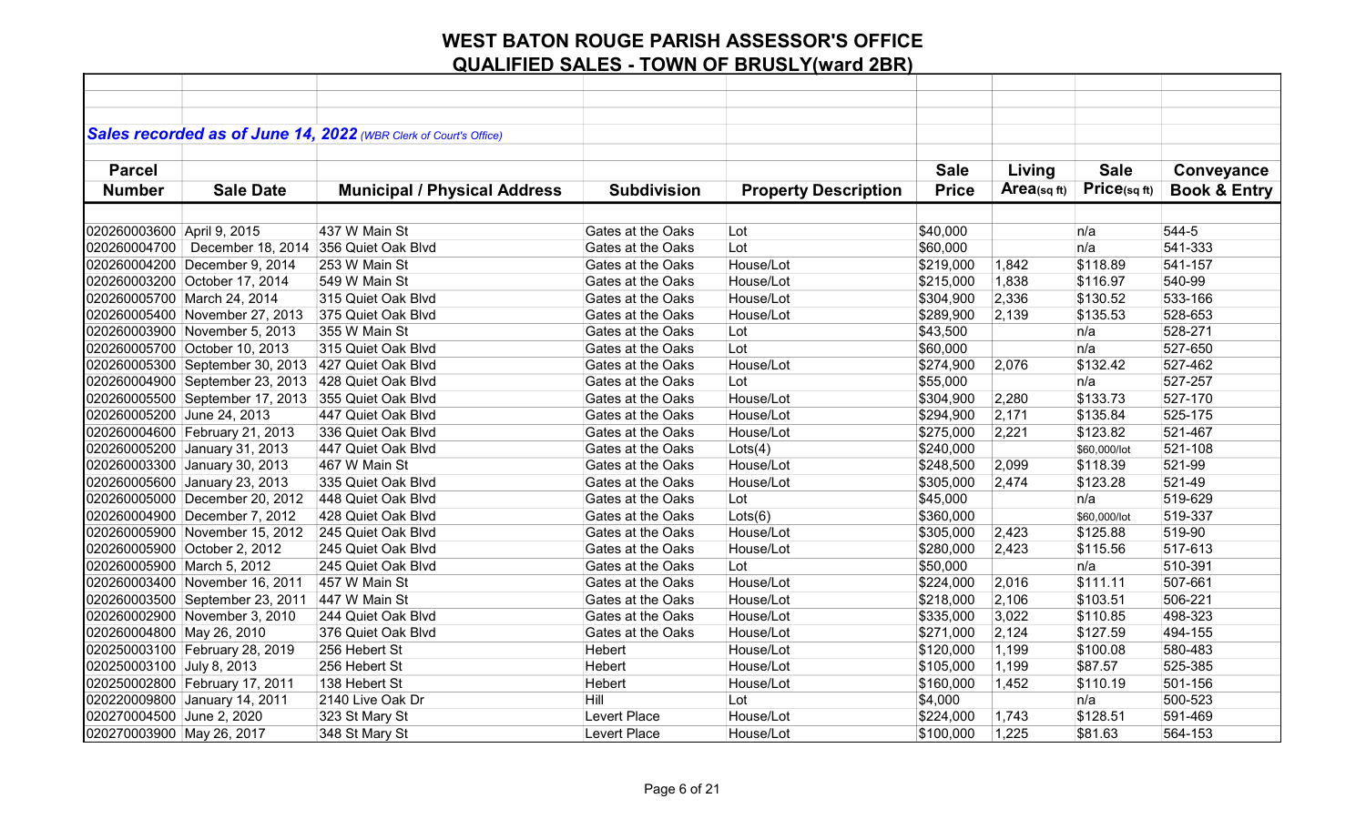# WEST BATON ROUGE PARISH ASSESSOR'S OFFICE
## QUALIFIED SALES - TOWN OF BRUSLY(ward 2BR)

***Sales recorded as of June 14, 2022*** *(WBR Clerk of Court's Office)*

| Parcel Number | Sale Date | Municipal / Physical Address | Subdivision | Property Description | Sale Price | Living Area(sq ft) | Sale Price(sq ft) | Conveyance Book & Entry |
|---|---|---|---|---|---|---|---|---|
| 020260003600 | April 9, 2015 | 437 W Main St | Gates at the Oaks | Lot | $40,000 | | n/a | 544-5 |
| 020260004700 | December 18, 2014 | 356 Quiet Oak Blvd | Gates at the Oaks | Lot | $60,000 | | n/a | 541-333 |
| 020260004200 | December 9, 2014 | 253 W Main St | Gates at the Oaks | House/Lot | $219,000 | 1,842 | $118.89 | 541-157 |
| 020260003200 | October 17, 2014 | 549 W Main St | Gates at the Oaks | House/Lot | $215,000 | 1,838 | $116.97 | 540-99 |
| 020260005700 | March 24, 2014 | 315 Quiet Oak Blvd | Gates at the Oaks | House/Lot | $304,900 | 2,336 | $130.52 | 533-166 |
| 020260005400 | November 27, 2013 | 375 Quiet Oak Blvd | Gates at the Oaks | House/Lot | $289,900 | 2,139 | $135.53 | 528-653 |
| 020260003900 | November 5, 2013 | 355 W Main St | Gates at the Oaks | Lot | $43,500 | | n/a | 528-271 |
| 020260005700 | October 10, 2013 | 315 Quiet Oak Blvd | Gates at the Oaks | Lot | $60,000 | | n/a | 527-650 |
| 020260005300 | September 30, 2013 | 427 Quiet Oak Blvd | Gates at the Oaks | House/Lot | $274,900 | 2,076 | $132.42 | 527-462 |
| 020260004900 | September 23, 2013 | 428 Quiet Oak Blvd | Gates at the Oaks | Lot | $55,000 | | n/a | 527-257 |
| 020260005500 | September 17, 2013 | 355 Quiet Oak Blvd | Gates at the Oaks | House/Lot | $304,900 | 2,280 | $133.73 | 527-170 |
| 020260005200 | June 24, 2013 | 447 Quiet Oak Blvd | Gates at the Oaks | House/Lot | $294,900 | 2,171 | $135.84 | 525-175 |
| 020260004600 | February 21, 2013 | 336 Quiet Oak Blvd | Gates at the Oaks | House/Lot | $275,000 | 2,221 | $123.82 | 521-467 |
| 020260005200 | January 31, 2013 | 447 Quiet Oak Blvd | Gates at the Oaks | Lots(4) | $240,000 | | $60,000/lot | 521-108 |
| 020260003300 | January 30, 2013 | 467 W Main St | Gates at the Oaks | House/Lot | $248,500 | 2,099 | $118.39 | 521-99 |
| 020260005600 | January 23, 2013 | 335 Quiet Oak Blvd | Gates at the Oaks | House/Lot | $305,000 | 2,474 | $123.28 | 521-49 |
| 020260005000 | December 20, 2012 | 448 Quiet Oak Blvd | Gates at the Oaks | Lot | $45,000 | | n/a | 519-629 |
| 020260004900 | December 7, 2012 | 428 Quiet Oak Blvd | Gates at the Oaks | Lots(6) | $360,000 | | $60,000/lot | 519-337 |
| 020260005900 | November 15, 2012 | 245 Quiet Oak Blvd | Gates at the Oaks | House/Lot | $305,000 | 2,423 | $125.88 | 519-90 |
| 020260005900 | October 2, 2012 | 245 Quiet Oak Blvd | Gates at the Oaks | House/Lot | $280,000 | 2,423 | $115.56 | 517-613 |
| 020260005900 | March 5, 2012 | 245 Quiet Oak Blvd | Gates at the Oaks | Lot | $50,000 | | n/a | 510-391 |
| 020260003400 | November 16, 2011 | 457 W Main St | Gates at the Oaks | House/Lot | $224,000 | 2,016 | $111.11 | 507-661 |
| 020260003500 | September 23, 2011 | 447 W Main St | Gates at the Oaks | House/Lot | $218,000 | 2,106 | $103.51 | 506-221 |
| 020260002900 | November 3, 2010 | 244 Quiet Oak Blvd | Gates at the Oaks | House/Lot | $335,000 | 3,022 | $110.85 | 498-323 |
| 020260004800 | May 26, 2010 | 376 Quiet Oak Blvd | Gates at the Oaks | House/Lot | $271,000 | 2,124 | $127.59 | 494-155 |
| 020250003100 | February 28, 2019 | 256 Hebert St | Hebert | House/Lot | $120,000 | 1,199 | $100.08 | 580-483 |
| 020250003100 | July 8, 2013 | 256 Hebert St | Hebert | House/Lot | $105,000 | 1,199 | $87.57 | 525-385 |
| 020250002800 | February 17, 2011 | 138 Hebert St | Hebert | House/Lot | $160,000 | 1,452 | $110.19 | 501-156 |
| 020220009800 | January 14, 2011 | 2140 Live Oak Dr | Hill | Lot | $4,000 | | n/a | 500-523 |
| 020270004500 | June 2, 2020 | 323 St Mary St | Levert Place | House/Lot | $224,000 | 1,743 | $128.51 | 591-469 |
| 020270003900 | May 26, 2017 | 348 St Mary St | Levert Place | House/Lot | $100,000 | 1,225 | $81.63 | 564-153 |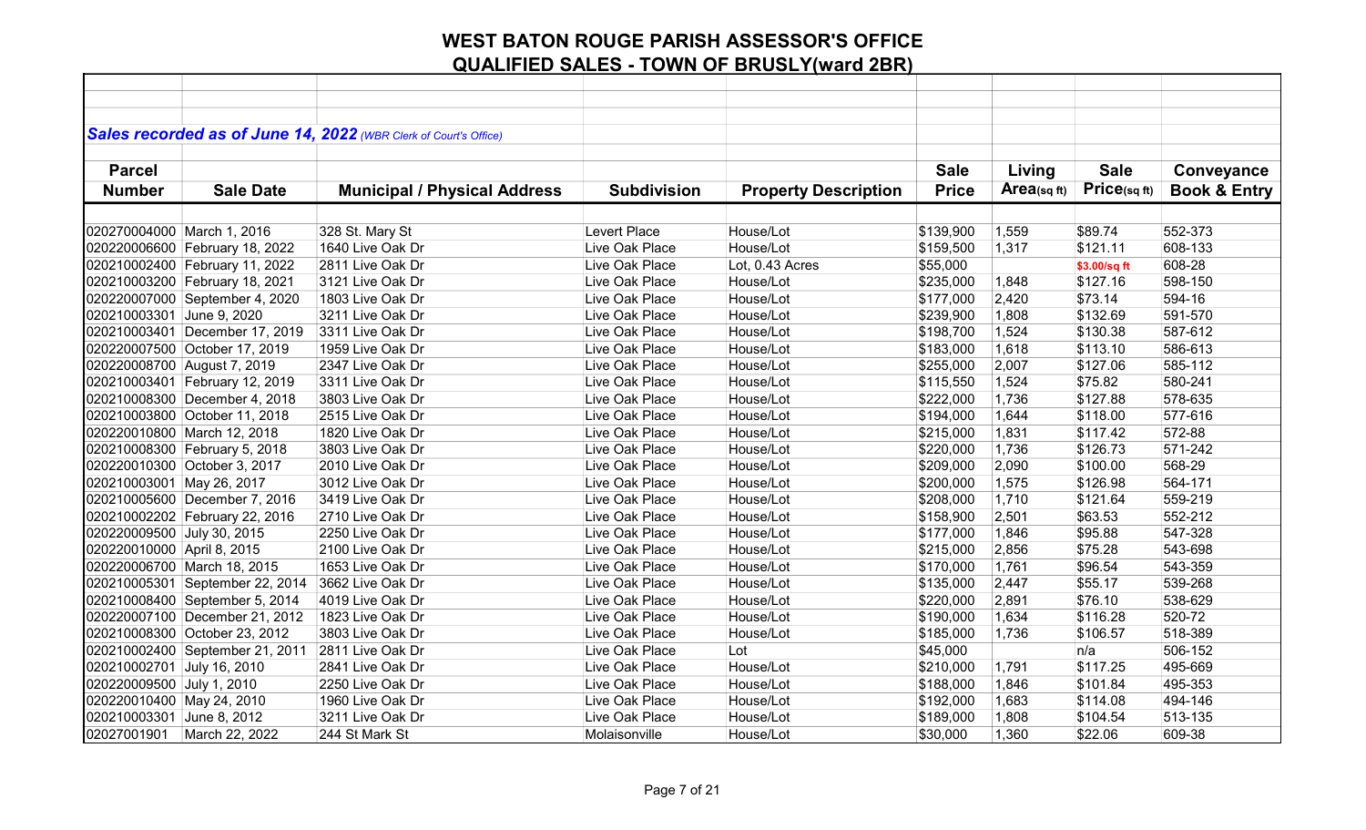# WEST BATON ROUGE PARISH ASSESSOR'S OFFICE

## QUALIFIED SALES - TOWN OF BRUSLY(ward 2BR)

***Sales recorded as of June 14, 2022*** *(WBR Clerk of Court's Office)*

| Parcel Number | Sale Date | Municipal / Physical Address | Subdivision | Property Description | Sale Price | Living Area(sq ft) | Sale Price(sq ft) | Conveyance Book & Entry |
|---|---|---|---|---|---|---|---|---|
| 020270004000 | March 1, 2016 | 328 St. Mary St | Levert Place | House/Lot | $139,900 | 1,559 | $89.74 | 552-373 |
| 020220006600 | February 18, 2022 | 1640 Live Oak Dr | Live Oak Place | House/Lot | $159,500 | 1,317 | $121.11 | 608-133 |
| 020210002400 | February 11, 2022 | 2811 Live Oak Dr | Live Oak Place | Lot, 0.43 Acres | $55,000 | | $3.00/sq ft | 608-28 |
| 020210003200 | February 18, 2021 | 3121 Live Oak Dr | Live Oak Place | House/Lot | $235,000 | 1,848 | $127.16 | 598-150 |
| 020220007000 | September 4, 2020 | 1803 Live Oak Dr | Live Oak Place | House/Lot | $177,000 | 2,420 | $73.14 | 594-16 |
| 020210003301 | June 9, 2020 | 3211 Live Oak Dr | Live Oak Place | House/Lot | $239,900 | 1,808 | $132.69 | 591-570 |
| 020210003401 | December 17, 2019 | 3311 Live Oak Dr | Live Oak Place | House/Lot | $198,700 | 1,524 | $130.38 | 587-612 |
| 020220007500 | October 17, 2019 | 1959 Live Oak Dr | Live Oak Place | House/Lot | $183,000 | 1,618 | $113.10 | 586-613 |
| 020220008700 | August 7, 2019 | 2347 Live Oak Dr | Live Oak Place | House/Lot | $255,000 | 2,007 | $127.06 | 585-112 |
| 020210003401 | February 12, 2019 | 3311 Live Oak Dr | Live Oak Place | House/Lot | $115,550 | 1,524 | $75.82 | 580-241 |
| 020210008300 | December 4, 2018 | 3803 Live Oak Dr | Live Oak Place | House/Lot | $222,000 | 1,736 | $127.88 | 578-635 |
| 020210003800 | October 11, 2018 | 2515 Live Oak Dr | Live Oak Place | House/Lot | $194,000 | 1,644 | $118.00 | 577-616 |
| 020220010800 | March 12, 2018 | 1820 Live Oak Dr | Live Oak Place | House/Lot | $215,000 | 1,831 | $117.42 | 572-88 |
| 020210008300 | February 5, 2018 | 3803 Live Oak Dr | Live Oak Place | House/Lot | $220,000 | 1,736 | $126.73 | 571-242 |
| 020220010300 | October 3, 2017 | 2010 Live Oak Dr | Live Oak Place | House/Lot | $209,000 | 2,090 | $100.00 | 568-29 |
| 020210003001 | May 26, 2017 | 3012 Live Oak Dr | Live Oak Place | House/Lot | $200,000 | 1,575 | $126.98 | 564-171 |
| 020210005600 | December 7, 2016 | 3419 Live Oak Dr | Live Oak Place | House/Lot | $208,000 | 1,710 | $121.64 | 559-219 |
| 020210002202 | February 22, 2016 | 2710 Live Oak Dr | Live Oak Place | House/Lot | $158,900 | 2,501 | $63.53 | 552-212 |
| 020220009500 | July 30, 2015 | 2250 Live Oak Dr | Live Oak Place | House/Lot | $177,000 | 1,846 | $95.88 | 547-328 |
| 020220010000 | April 8, 2015 | 2100 Live Oak Dr | Live Oak Place | House/Lot | $215,000 | 2,856 | $75.28 | 543-698 |
| 020220006700 | March 18, 2015 | 1653 Live Oak Dr | Live Oak Place | House/Lot | $170,000 | 1,761 | $96.54 | 543-359 |
| 020210005301 | September 22, 2014 | 3662 Live Oak Dr | Live Oak Place | House/Lot | $135,000 | 2,447 | $55.17 | 539-268 |
| 020210008400 | September 5, 2014 | 4019 Live Oak Dr | Live Oak Place | House/Lot | $220,000 | 2,891 | $76.10 | 538-629 |
| 020220007100 | December 21, 2012 | 1823 Live Oak Dr | Live Oak Place | House/Lot | $190,000 | 1,634 | $116.28 | 520-72 |
| 020210008300 | October 23, 2012 | 3803 Live Oak Dr | Live Oak Place | House/Lot | $185,000 | 1,736 | $106.57 | 518-389 |
| 020210002400 | September 21, 2011 | 2811 Live Oak Dr | Live Oak Place | Lot | $45,000 | | n/a | 506-152 |
| 020210002701 | July 16, 2010 | 2841 Live Oak Dr | Live Oak Place | House/Lot | $210,000 | 1,791 | $117.25 | 495-669 |
| 020220009500 | July 1, 2010 | 2250 Live Oak Dr | Live Oak Place | House/Lot | $188,000 | 1,846 | $101.84 | 495-353 |
| 020220010400 | May 24, 2010 | 1960 Live Oak Dr | Live Oak Place | House/Lot | $192,000 | 1,683 | $114.08 | 494-146 |
| 020210003301 | June 8, 2012 | 3211 Live Oak Dr | Live Oak Place | House/Lot | $189,000 | 1,808 | $104.54 | 513-135 |
| 02027001901 | March 22, 2022 | 244 St Mark St | Molaisonville | House/Lot | $30,000 | 1,360 | $22.06 | 609-38 |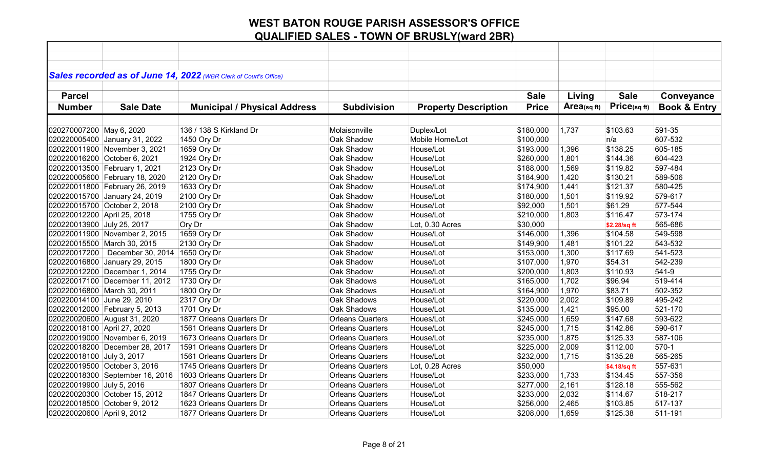# WEST BATON ROUGE PARISH ASSESSOR'S OFFICE
## QUALIFIED SALES - TOWN OF BRUSLY(ward 2BR)

***Sales recorded as of June 14, 2022*** *(WBR Clerk of Court's Office)*

| Parcel Number | Sale Date | Municipal / Physical Address | Subdivision | Property Description | Sale Price | Living Area(sq ft) | Sale Price(sq ft) | Conveyance Book & Entry |
|---|---|---|---|---|---|---|---|---|
| 020270007200 | May 6, 2020 | 136 / 138 S Kirkland Dr | Molaisonville | Duplex/Lot | $180,000 | 1,737 | $103.63 | 591-35 |
| 020220005400 | January 31, 2022 | 1450 Ory Dr | Oak Shadow | Mobile Home/Lot | $100,000 | | n/a | 607-532 |
| 020220011900 | November 3, 2021 | 1659 Ory Dr | Oak Shadow | House/Lot | $193,000 | 1,396 | $138.25 | 605-185 |
| 020220016200 | October 6, 2021 | 1924 Ory Dr | Oak Shadow | House/Lot | $260,000 | 1,801 | $144.36 | 604-423 |
| 020220013500 | February 1, 2021 | 2123 Ory Dr | Oak Shadow | House/Lot | $188,000 | 1,569 | $119.82 | 597-484 |
| 020220005600 | February 18, 2020 | 2120 Ory Dr | Oak Shadow | House/Lot | $184,900 | 1,420 | $130.21 | 589-506 |
| 020220011800 | February 26, 2019 | 1633 Ory Dr | Oak Shadow | House/Lot | $174,900 | 1,441 | $121.37 | 580-425 |
| 020220015700 | January 24, 2019 | 2100 Ory Dr | Oak Shadow | House/Lot | $180,000 | 1,501 | $119.92 | 579-617 |
| 020220015700 | October 2, 2018 | 2100 Ory Dr | Oak Shadow | House/Lot | $92,000 | 1,501 | $61.29 | 577-544 |
| 020220012200 | April 25, 2018 | 1755 Ory Dr | Oak Shadow | House/Lot | $210,000 | 1,803 | $116.47 | 573-174 |
| 020220013900 | July 25, 2017 | Ory Dr | Oak Shadow | Lot, 0.30 Acres | $30,000 | | $2.28/sq ft | 565-686 |
| 020220011900 | November 2, 2015 | 1659 Ory Dr | Oak Shadow | House/Lot | $146,000 | 1,396 | $104.58 | 549-598 |
| 020220015500 | March 30, 2015 | 2130 Ory Dr | Oak Shadow | House/Lot | $149,900 | 1,481 | $101.22 | 543-532 |
| 020220017200 | December 30, 2014 | 1650 Ory Dr | Oak Shadow | House/Lot | $153,000 | 1,300 | $117.69 | 541-523 |
| 020220016800 | January 29, 2015 | 1800 Ory Dr | Oak Shadow | House/Lot | $107,000 | 1,970 | $54.31 | 542-239 |
| 020220012200 | December 1, 2014 | 1755 Ory Dr | Oak Shadow | House/Lot | $200,000 | 1,803 | $110.93 | 541-9 |
| 020220017100 | December 11, 2012 | 1730 Ory Dr | Oak Shadows | House/Lot | $165,000 | 1,702 | $96.94 | 519-414 |
| 020220016800 | March 30, 2011 | 1800 Ory Dr | Oak Shadows | House/Lot | $164,900 | 1,970 | $83.71 | 502-352 |
| 020220014100 | June 29, 2010 | 2317 Ory Dr | Oak Shadows | House/Lot | $220,000 | 2,002 | $109.89 | 495-242 |
| 020220012000 | February 5, 2013 | 1701 Ory Dr | Oak Shadows | House/Lot | $135,000 | 1,421 | $95.00 | 521-170 |
| 020220020600 | August 31, 2020 | 1877 Orleans Quarters Dr | Orleans Quarters | Houes/Lot | $245,000 | 1,659 | $147.68 | 593-622 |
| 020220018100 | April 27, 2020 | 1561 Orleans Quarters Dr | Orleans Quarters | House/Lot | $245,000 | 1,715 | $142.86 | 590-617 |
| 020220019000 | November 6, 2019 | 1673 Orleans Quarters Dr | Orleans Quarters | House/Lot | $235,000 | 1,875 | $125.33 | 587-106 |
| 020220018200 | December 28, 2017 | 1591 Orleans Quarters Dr | Orleans Quarters | House/Lot | $225,000 | 2,009 | $112.00 | 570-1 |
| 020220018100 | July 3, 2017 | 1561 Orleans Quarters Dr | Orleans Quarters | House/Lot | $232,000 | 1,715 | $135.28 | 565-265 |
| 020220019500 | October 3, 2016 | 1745 Orleans Quarters Dr | Orleans Quarters | Lot, 0.28 Acres | $50,000 | | $4.18/sq ft | 557-631 |
| 020220018300 | September 16, 2016 | 1603 Orleans Quarters Dr | Orleans Quarters | House/Lot | $233,000 | 1,733 | $134.45 | 557-356 |
| 020220019900 | July 5, 2016 | 1807 Orleans Quarters Dr | Orleans Quarters | House/Lot | $277,000 | 2,161 | $128.18 | 555-562 |
| 020220020300 | October 15, 2012 | 1847 Orleans Quarters Dr | Orleans Quarters | House/Lot | $233,000 | 2,032 | $114.67 | 518-217 |
| 020220018500 | October 9, 2012 | 1623 Orleans Quarters Dr | Orleans Quarters | House/Lot | $256,000 | 2,465 | $103.85 | 517-137 |
| 020220020600 | April 9, 2012 | 1877 Orleans Quarters Dr | Orleans Quarters | House/Lot | $208,000 | 1,659 | $125.38 | 511-191 |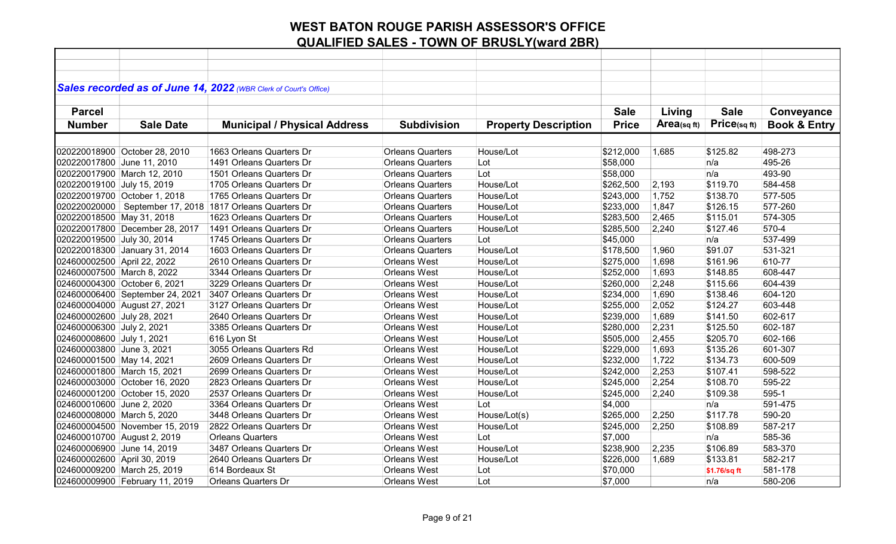# WEST BATON ROUGE PARISH ASSESSOR'S OFFICE

## QUALIFIED SALES - TOWN OF BRUSLY(ward 2BR)

***Sales recorded as of June 14, 2022*** *(WBR Clerk of Court's Office)*

| Parcel Number | Sale Date | Municipal / Physical Address | Subdivision | Property Description | Sale Price | Living Area(sq ft) | Sale Price(sq ft) | Conveyance Book & Entry |
|---|---|---|---|---|---|---|---|---|
| 020220018900 | October 28, 2010 | 1663 Orleans Quarters Dr | Orleans Quarters | House/Lot | $212,000 | 1,685 | $125.82 | 498-273 |
| 020220017800 | June 11, 2010 | 1491 Orleans Quarters Dr | Orleans Quarters | Lot | $58,000 | | n/a | 495-26 |
| 020220017900 | March 12, 2010 | 1501 Orleans Quarters Dr | Orleans Quarters | Lot | $58,000 | | n/a | 493-90 |
| 020220019100 | July 15, 2019 | 1705 Orleans Quarters Dr | Orleans Quarters | House/Lot | $262,500 | 2,193 | $119.70 | 584-458 |
| 020220019700 | October 1, 2018 | 1765 Orleans Quarters Dr | Orleans Quarters | House/Lot | $243,000 | 1,752 | $138.70 | 577-505 |
| 020220020000 | September 17, 2018 | 1817 Orleans Quarters Dr | Orleans Quarters | House/Lot | $233,000 | 1,847 | $126.15 | 577-260 |
| 020220018500 | May 31, 2018 | 1623 Orleans Quarters Dr | Orleans Quarters | House/Lot | $283,500 | 2,465 | $115.01 | 574-305 |
| 020220017800 | December 28, 2017 | 1491 Orleans Quarters Dr | Orleans Quarters | House/Lot | $285,500 | 2,240 | $127.46 | 570-4 |
| 020220019500 | July 30, 2014 | 1745 Orleans Quarters Dr | Orleans Quarters | Lot | $45,000 | | n/a | 537-499 |
| 020220018300 | January 31, 2014 | 1603 Orleans Quarters Dr | Orleans Quarters | House/Lot | $178,500 | 1,960 | $91.07 | 531-321 |
| 024600002500 | April 22, 2022 | 2610 Orleans Quarters Dr | Orleans West | House/Lot | $275,000 | 1,698 | $161.96 | 610-77 |
| 024600007500 | March 8, 2022 | 3344 Orleans Quarters Dr | Orleans West | House/Lot | $252,000 | 1,693 | $148.85 | 608-447 |
| 024600004300 | October 6, 2021 | 3229 Orleans Quarters Dr | Orleans West | House/Lot | $260,000 | 2,248 | $115.66 | 604-439 |
| 024600006400 | September 24, 2021 | 3407 Orleans Quarters Dr | Orleans West | House/Lot | $234,000 | 1,690 | $138.46 | 604-120 |
| 024600004000 | August 27, 2021 | 3127 Orleans Quarters Dr | Orleans West | House/Lot | $255,000 | 2,052 | $124.27 | 603-448 |
| 024600002600 | July 28, 2021 | 2640 Orleans Quarters Dr | Orleans West | House/Lot | $239,000 | 1,689 | $141.50 | 602-617 |
| 024600006300 | July 2, 2021 | 3385 Orleans Quarters Dr | Orleans West | House/Lot | $280,000 | 2,231 | $125.50 | 602-187 |
| 024600008600 | July 1, 2021 | 616 Lyon St | Orleans West | House/Lot | $505,000 | 2,455 | $205.70 | 602-166 |
| 024600003800 | June 3, 2021 | 3055 Orleans Quarters Rd | Orleans West | House/Lot | $229,000 | 1,693 | $135.26 | 601-307 |
| 024600001500 | May 14, 2021 | 2609 Orleans Quarters Dr | Orleans West | House/Lot | $232,000 | 1,722 | $134.73 | 600-509 |
| 024600001800 | March 15, 2021 | 2699 Orleans Quarters Dr | Orleans West | House/Lot | $242,000 | 2,253 | $107.41 | 598-522 |
| 024600003000 | October 16, 2020 | 2823 Orleans Quarters Dr | Orleans West | House/Lot | $245,000 | 2,254 | $108.70 | 595-22 |
| 024600001200 | October 15, 2020 | 2537 Orleans Quarters Dr | Orleans West | House/Lot | $245,000 | 2,240 | $109.38 | 595-1 |
| 024600010600 | June 2, 2020 | 3364 Orleans Quarters Dr | Orleans West | Lot | $4,000 | | n/a | 591-475 |
| 024600008000 | March 5, 2020 | 3448 Orleans Quarters Dr | Orleans West | House/Lot(s) | $265,000 | 2,250 | $117.78 | 590-20 |
| 024600004500 | November 15, 2019 | 2822 Orleans Quarters Dr | Orleans West | House/Lot | $245,000 | 2,250 | $108.89 | 587-217 |
| 024600010700 | August 2, 2019 | Orleans Quarters | Orleans West | Lot | $7,000 | | n/a | 585-36 |
| 024600006900 | June 14, 2019 | 3487 Orleans Quarters Dr | Orleans West | House/Lot | $238,900 | 2,235 | $106.89 | 583-370 |
| 024600002600 | April 30, 2019 | 2640 Orleans Quarters Dr | Orleans West | House/Lot | $226,000 | 1,689 | $133.81 | 582-217 |
| 024600009200 | March 25, 2019 | 614 Bordeaux St | Orleans West | Lot | $70,000 | | $1.76/sq ft | 581-178 |
| 024600009900 | February 11, 2019 | Orleans Quarters Dr | Orleans West | Lot | $7,000 | | n/a | 580-206 |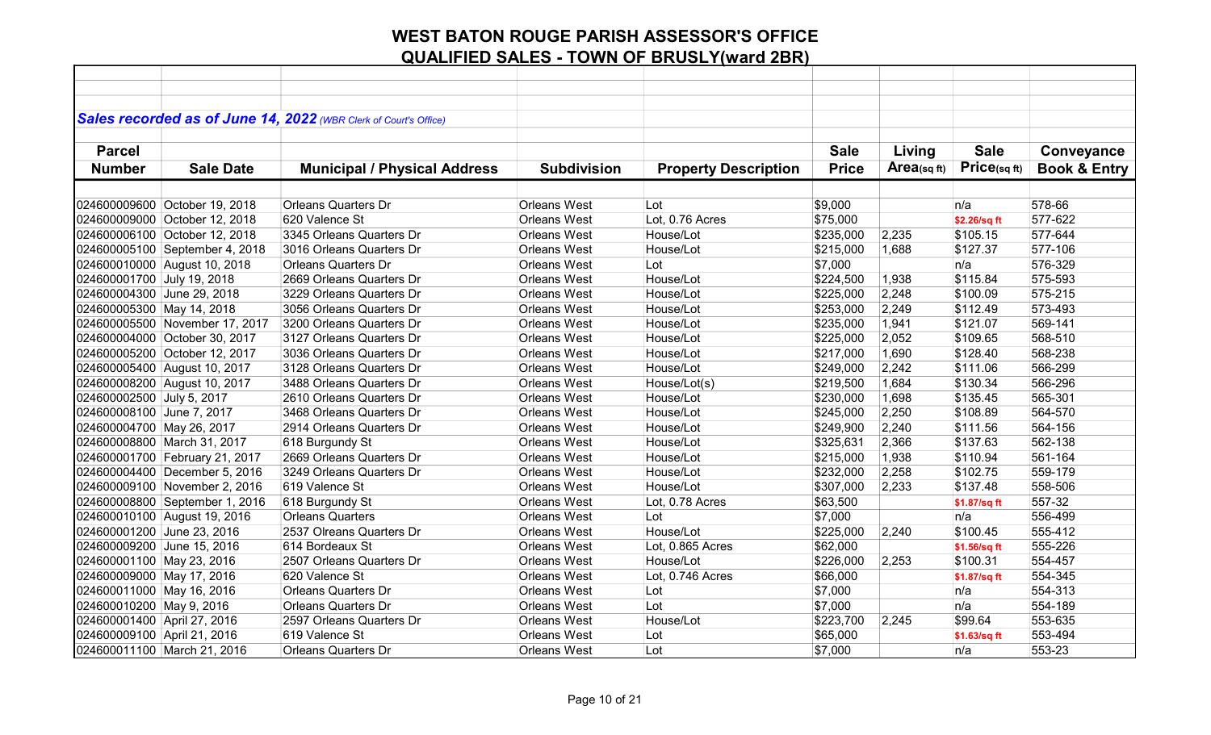# WEST BATON ROUGE PARISH ASSESSOR'S OFFICE
## QUALIFIED SALES - TOWN OF BRUSLY(ward 2BR)

***Sales recorded as of June 14, 2022*** *(WBR Clerk of Court's Office)*

| Parcel Number | Sale Date | Municipal / Physical Address | Subdivision | Property Description | Sale Price | Living Area(sq ft) | Sale Price(sq ft) | Conveyance Book & Entry |
|---|---|---|---|---|---|---|---|---|
| 024600009600 | October 19, 2018 | Orleans Quarters Dr | Orleans West | Lot | $9,000 | | n/a | 578-66 |
| 024600009000 | October 12, 2018 | 620 Valence St | Orleans West | Lot, 0.76 Acres | $75,000 | | $2.26/sq ft | 577-622 |
| 024600006100 | October 12, 2018 | 3345 Orleans Quarters Dr | Orleans West | House/Lot | $235,000 | 2,235 | $105.15 | 577-644 |
| 024600005100 | September 4, 2018 | 3016 Orleans Quarters Dr | Orleans West | House/Lot | $215,000 | 1,688 | $127.37 | 577-106 |
| 024600010000 | August 10, 2018 | Orleans Quarters Dr | Orleans West | Lot | $7,000 | | n/a | 576-329 |
| 024600001700 | July 19, 2018 | 2669 Orleans Quarters Dr | Orleans West | House/Lot | $224,500 | 1,938 | $115.84 | 575-593 |
| 024600004300 | June 29, 2018 | 3229 Orleans Quarters Dr | Orleans West | House/Lot | $225,000 | 2,248 | $100.09 | 575-215 |
| 024600005300 | May 14, 2018 | 3056 Orleans Quarters Dr | Orleans West | House/Lot | $253,000 | 2,249 | $112.49 | 573-493 |
| 024600005500 | November 17, 2017 | 3200 Orleans Quarters Dr | Orleans West | House/Lot | $235,000 | 1,941 | $121.07 | 569-141 |
| 024600004000 | October 30, 2017 | 3127 Orleans Quarters Dr | Orleans West | House/Lot | $225,000 | 2,052 | $109.65 | 568-510 |
| 024600005200 | October 12, 2017 | 3036 Orleans Quarters Dr | Orleans West | House/Lot | $217,000 | 1,690 | $128.40 | 568-238 |
| 024600005400 | August 10, 2017 | 3128 Orleans Quarters Dr | Orleans West | House/Lot | $249,000 | 2,242 | $111.06 | 566-299 |
| 024600008200 | August 10, 2017 | 3488 Orleans Quarters Dr | Orleans West | House/Lot(s) | $219,500 | 1,684 | $130.34 | 566-296 |
| 024600002500 | July 5, 2017 | 2610 Orleans Quarters Dr | Orleans West | House/Lot | $230,000 | 1,698 | $135.45 | 565-301 |
| 024600008100 | June 7, 2017 | 3468 Orleans Quarters Dr | Orleans West | House/Lot | $245,000 | 2,250 | $108.89 | 564-570 |
| 024600004700 | May 26, 2017 | 2914 Orleans Quarters Dr | Orleans West | House/Lot | $249,900 | 2,240 | $111.56 | 564-156 |
| 024600008800 | March 31, 2017 | 618 Burgundy St | Orleans West | House/Lot | $325,631 | 2,366 | $137.63 | 562-138 |
| 024600001700 | February 21, 2017 | 2669 Orleans Quarters Dr | Orleans West | House/Lot | $215,000 | 1,938 | $110.94 | 561-164 |
| 024600004400 | December 5, 2016 | 3249 Orleans Quarters Dr | Orleans West | House/Lot | $232,000 | 2,258 | $102.75 | 559-179 |
| 024600009100 | November 2, 2016 | 619 Valence St | Orleans West | House/Lot | $307,000 | 2,233 | $137.48 | 558-506 |
| 024600008800 | September 1, 2016 | 618 Burgundy St | Orleans West | Lot, 0.78 Acres | $63,500 | | $1.87/sq ft | 557-32 |
| 024600010100 | August 19, 2016 | Orleans Quarters | Orleans West | Lot | $7,000 | | n/a | 556-499 |
| 024600001200 | June 23, 2016 | 2537 Olreans Quarters Dr | Orleans West | House/Lot | $225,000 | 2,240 | $100.45 | 555-412 |
| 024600009200 | June 15, 2016 | 614 Bordeaux St | Orleans West | Lot, 0.865 Acres | $62,000 | | $1.56/sq ft | 555-226 |
| 024600001100 | May 23, 2016 | 2507 Orleans Quarters Dr | Orleans West | House/Lot | $226,000 | 2,253 | $100.31 | 554-457 |
| 024600009000 | May 17, 2016 | 620 Valence St | Orleans West | Lot, 0.746 Acres | $66,000 | | $1.87/sq ft | 554-345 |
| 024600011000 | May 16, 2016 | Orleans Quarters Dr | Orleans West | Lot | $7,000 | | n/a | 554-313 |
| 024600010200 | May 9, 2016 | Orleans Quarters Dr | Orleans West | Lot | $7,000 | | n/a | 554-189 |
| 024600001400 | April 27, 2016 | 2597 Orleans Quarters Dr | Orleans West | House/Lot | $223,700 | 2,245 | $99.64 | 553-635 |
| 024600009100 | April 21, 2016 | 619 Valence St | Orleans West | Lot | $65,000 | | $1.63/sq ft | 553-494 |
| 024600011100 | March 21, 2016 | Orleans Quarters Dr | Orleans West | Lot | $7,000 | | n/a | 553-23 |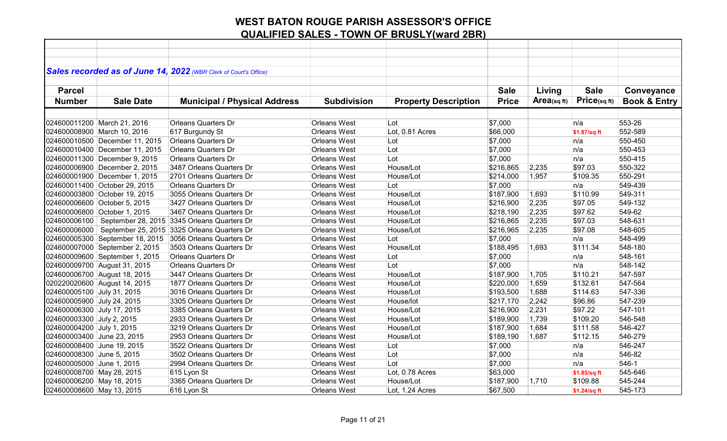# WEST BATON ROUGE PARISH ASSESSOR'S OFFICE

## QUALIFIED SALES - TOWN OF BRUSLY(ward 2BR)

***Sales recorded as of June 14, 2022*** *(WBR Clerk of Court's Office)*

| Parcel Number | Sale Date | Municipal / Physical Address | Subdivision | Property Description | Sale Price | Living Area(sq ft) | Sale Price(sq ft) | Conveyance Book & Entry |
|---|---|---|---|---|---|---|---|---|
| 024600011200 | March 21, 2016 | Orleans Quarters Dr | Orleans West | Lot | $7,000 | | n/a | 553-26 |
| 024600008900 | March 10, 2016 | 617 Burgundy St | Orleans West | Lot, 0.81 Acres | $66,000 | | $1.87/sq ft | 552-589 |
| 024600010500 | December 11, 2015 | Orleans Quarters Dr | Orleans West | Lot | $7,000 | | n/a | 550-450 |
| 024600010400 | December 11, 2015 | Orleans Quarters Dr | Orleans West | Lot | $7,000 | | n/a | 550-453 |
| 024600011300 | December 9, 2015 | Orleans Quarters Dr | Orleans West | Lot | $7,000 | | n/a | 550-415 |
| 024600006900 | December 2, 2015 | 3487 Orleans Quarters Dr | Orleans West | House/Lot | $216,865 | 2,235 | $97.03 | 550-322 |
| 024600001900 | December 1, 2015 | 2701 Orleans Quarters Dr | Orleans West | House/Lot | $214,000 | 1,957 | $109.35 | 550-291 |
| 024600011400 | October 29, 2015 | Orleans Quarters Dr | Orleans West | Lot | $7,000 | | n/a | 549-439 |
| 024600003800 | October 19, 2015 | 3055 Orleans Quarters Dr | Orleans West | House/Lot | $187,900 | 1,693 | $110.99 | 549-311 |
| 024600006600 | October 5, 2015 | 3427 Orleans Quarters Dr | Orleans West | House/Lot | $216,900 | 2,235 | $97.05 | 549-132 |
| 024600006800 | October 1, 2015 | 3467 Orleans Quarters Dr | Orleans West | House/Lot | $218,190 | 2,235 | $97.62 | 549-62 |
| 024600006100 | September 28, 2015 | 3345 Orleans Quarters Dr | Orleans West | House/Lot | $216,865 | 2,235 | $97.03 | 548-631 |
| 024600006000 | September 25, 2015 | 3325 Orleans Quarters Dr | Orleans West | House/Lot | $216,965 | 2,235 | $97.08 | 548-605 |
| 024600005300 | September 18, 2015 | 3056 Orleans Quarters Dr | Orleans West | Lot | $7,000 | | n/a | 548-499 |
| 024600007000 | September 2, 2015 | 3503 Orleans Quarters Dr | Orleans West | House/Lot | $188,495 | 1,693 | $111.34 | 548-180 |
| 024600009600 | September 1, 2015 | Orleans Quarters Dr | Orleans West | Lot | $7,000 | | n/a | 548-161 |
| 024600009700 | August 31, 2015 | Orleans Quarters Dr | Orleans West | Lot | $7,000 | | n/a | 548-142 |
| 024600006700 | August 18, 2015 | 3447 Orleans Quarters Dr | Orleans West | House/Lot | $187,900 | 1,705 | $110.21 | 547-597 |
| 020220020600 | August 14, 2015 | 1877 Orleans Quarters Dr | Orleans West | House/Lot | $220,000 | 1,659 | $132.61 | 547-564 |
| 024600005100 | July 31, 2015 | 3016 Orleans Quarters Dr | Orleans West | House/Lot | $193,500 | 1,688 | $114.63 | 547-336 |
| 024600005900 | July 24, 2015 | 3305 Orleans Quarters Dr | Orleans West | House/lot | $217,170 | 2,242 | $96.86 | 547-239 |
| 024600006300 | July 17, 2015 | 3385 Orleans Quarters Dr | Orleans West | House/Lot | $216,900 | 2,231 | $97.22 | 547-101 |
| 024600003300 | July 2, 2015 | 2933 Orleans Quarters Dr | Orleans West | House/Lot | $189,900 | 1,739 | $109.20 | 546-548 |
| 024600004200 | July 1, 2015 | 3219 Orleans Quarters Dr | Orleans West | House/Lot | $187,900 | 1,684 | $111.58 | 546-427 |
| 024600003400 | June 23, 2015 | 2953 Orleans Quarters Dr | Orleans West | House/Lot | $189,190 | 1,687 | $112.15 | 546-279 |
| 024600008400 | June 19, 2015 | 3522 Orleans Quarters Dr | Orleans West | Lot | $7,000 | | n/a | 546-247 |
| 024600008300 | June 5, 2015 | 3502 Orleans Quarters Dr | Orleans West | Lot | $7,000 | | n/a | 546-82 |
| 024600005000 | June 1, 2015 | 2994 Orleans Quarters Dr | Orleans West | Lot | $7,000 | | n/a | 546-1 |
| 024600008700 | May 28, 2015 | 615 Lyon St | Orleans West | Lot, 0.78 Acres | $63,000 | | $1.85/sq ft | 545-646 |
| 024600006200 | May 18, 2015 | 3365 Orleans Quarters Dr | Orleans West | House/Lot | $187,900 | 1,710 | $109.88 | 545-244 |
| 024600008600 | May 13, 2015 | 616 Lyon St | Orleans West | Lot, 1.24 Acres | $67,500 | | $1.24/sq ft | 545-173 |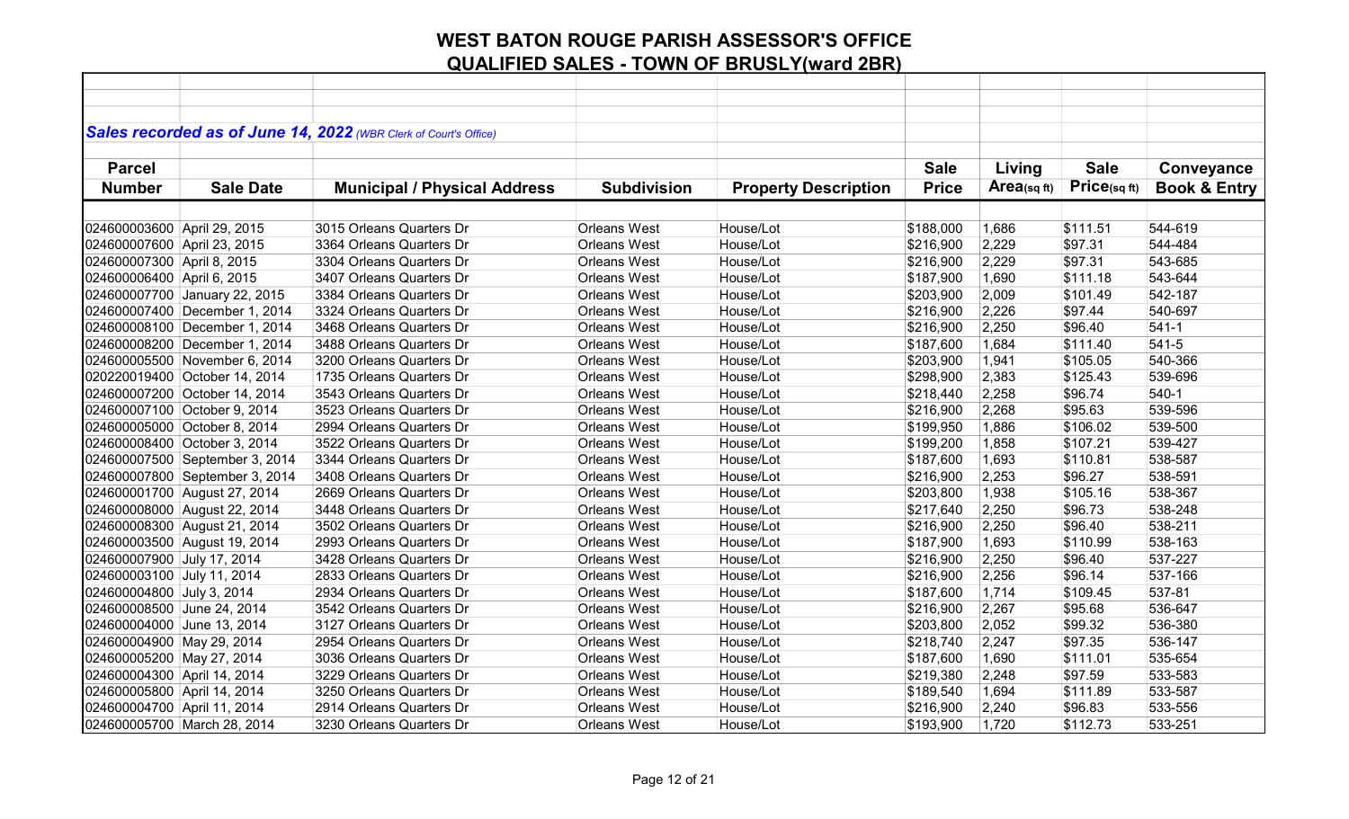# WEST BATON ROUGE PARISH ASSESSOR'S OFFICE

## QUALIFIED SALES - TOWN OF BRUSLY(ward 2BR)

***Sales recorded as of June 14, 2022*** *(WBR Clerk of Court's Office)*

| Parcel Number | Sale Date | Municipal / Physical Address | Subdivision | Property Description | Sale Price | Living Area(sq ft) | Sale Price(sq ft) | Conveyance Book & Entry |
|---|---|---|---|---|---|---|---|---|
| 024600003600 | April 29, 2015 | 3015 Orleans Quarters Dr | Orleans West | House/Lot | $188,000 | 1,686 | $111.51 | 544-619 |
| 024600007600 | April 23, 2015 | 3364 Orleans Quarters Dr | Orleans West | House/Lot | $216,900 | 2,229 | $97.31 | 544-484 |
| 024600007300 | April 8, 2015 | 3304 Orleans Quarters Dr | Orleans West | House/Lot | $216,900 | 2,229 | $97.31 | 543-685 |
| 024600006400 | April 6, 2015 | 3407 Orleans Quarters Dr | Orleans West | House/Lot | $187,900 | 1,690 | $111.18 | 543-644 |
| 024600007700 | January 22, 2015 | 3384 Orleans Quarters Dr | Orleans West | House/Lot | $203,900 | 2,009 | $101.49 | 542-187 |
| 024600007400 | December 1, 2014 | 3324 Orleans Quarters Dr | Orleans West | House/Lot | $216,900 | 2,226 | $97.44 | 540-697 |
| 024600008100 | December 1, 2014 | 3468 Orleans Quarters Dr | Orleans West | House/Lot | $216,900 | 2,250 | $96.40 | 541-1 |
| 024600008200 | December 1, 2014 | 3488 Orleans Quarters Dr | Orleans West | House/Lot | $187,600 | 1,684 | $111.40 | 541-5 |
| 024600005500 | November 6, 2014 | 3200 Orleans Quarters Dr | Orleans West | House/Lot | $203,900 | 1,941 | $105.05 | 540-366 |
| 020220019400 | October 14, 2014 | 1735 Orleans Quarters Dr | Orleans West | House/Lot | $298,900 | 2,383 | $125.43 | 539-696 |
| 024600007200 | October 14, 2014 | 3543 Orleans Quarters Dr | Orleans West | House/Lot | $218,440 | 2,258 | $96.74 | 540-1 |
| 024600007100 | October 9, 2014 | 3523 Orleans Quarters Dr | Orleans West | House/Lot | $216,900 | 2,268 | $95.63 | 539-596 |
| 024600005000 | October 8, 2014 | 2994 Orleans Quarters Dr | Orleans West | House/Lot | $199,950 | 1,886 | $106.02 | 539-500 |
| 024600008400 | October 3, 2014 | 3522 Orleans Quarters Dr | Orleans West | House/Lot | $199,200 | 1,858 | $107.21 | 539-427 |
| 024600007500 | September 3, 2014 | 3344 Orleans Quarters Dr | Orleans West | House/Lot | $187,600 | 1,693 | $110.81 | 538-587 |
| 024600007800 | September 3, 2014 | 3408 Orleans Quarters Dr | Orleans West | House/Lot | $216,900 | 2,253 | $96.27 | 538-591 |
| 024600001700 | August 27, 2014 | 2669 Orleans Quarters Dr | Orleans West | House/Lot | $203,800 | 1,938 | $105.16 | 538-367 |
| 024600008000 | August 22, 2014 | 3448 Orleans Quarters Dr | Orleans West | House/Lot | $217,640 | 2,250 | $96.73 | 538-248 |
| 024600008300 | August 21, 2014 | 3502 Orleans Quarters Dr | Orleans West | House/Lot | $216,900 | 2,250 | $96.40 | 538-211 |
| 024600003500 | August 19, 2014 | 2993 Orleans Quarters Dr | Orleans West | House/Lot | $187,900 | 1,693 | $110.99 | 538-163 |
| 024600007900 | July 17, 2014 | 3428 Orleans Quarters Dr | Orleans West | House/Lot | $216,900 | 2,250 | $96.40 | 537-227 |
| 024600003100 | July 11, 2014 | 2833 Orleans Quarters Dr | Orleans West | House/Lot | $216,900 | 2,256 | $96.14 | 537-166 |
| 024600004800 | July 3, 2014 | 2934 Orleans Quarters Dr | Orleans West | House/Lot | $187,600 | 1,714 | $109.45 | 537-81 |
| 024600008500 | June 24, 2014 | 3542 Orleans Quarters Dr | Orleans West | House/Lot | $216,900 | 2,267 | $95.68 | 536-647 |
| 024600004000 | June 13, 2014 | 3127 Orleans Quarters Dr | Orleans West | House/Lot | $203,800 | 2,052 | $99.32 | 536-380 |
| 024600004900 | May 29, 2014 | 2954 Orleans Quarters Dr | Orleans West | House/Lot | $218,740 | 2,247 | $97.35 | 536-147 |
| 024600005200 | May 27, 2014 | 3036 Orleans Quarters Dr | Orleans West | House/Lot | $187,600 | 1,690 | $111.01 | 535-654 |
| 024600004300 | April 14, 2014 | 3229 Orleans Quarters Dr | Orleans West | House/Lot | $219,380 | 2,248 | $97.59 | 533-583 |
| 024600005800 | April 14, 2014 | 3250 Orleans Quarters Dr | Orleans West | House/Lot | $189,540 | 1,694 | $111.89 | 533-587 |
| 024600004700 | April 11, 2014 | 2914 Orleans Quarters Dr | Orleans West | House/Lot | $216,900 | 2,240 | $96.83 | 533-556 |
| 024600005700 | March 28, 2014 | 3230 Orleans Quarters Dr | Orleans West | House/Lot | $193,900 | 1,720 | $112.73 | 533-251 |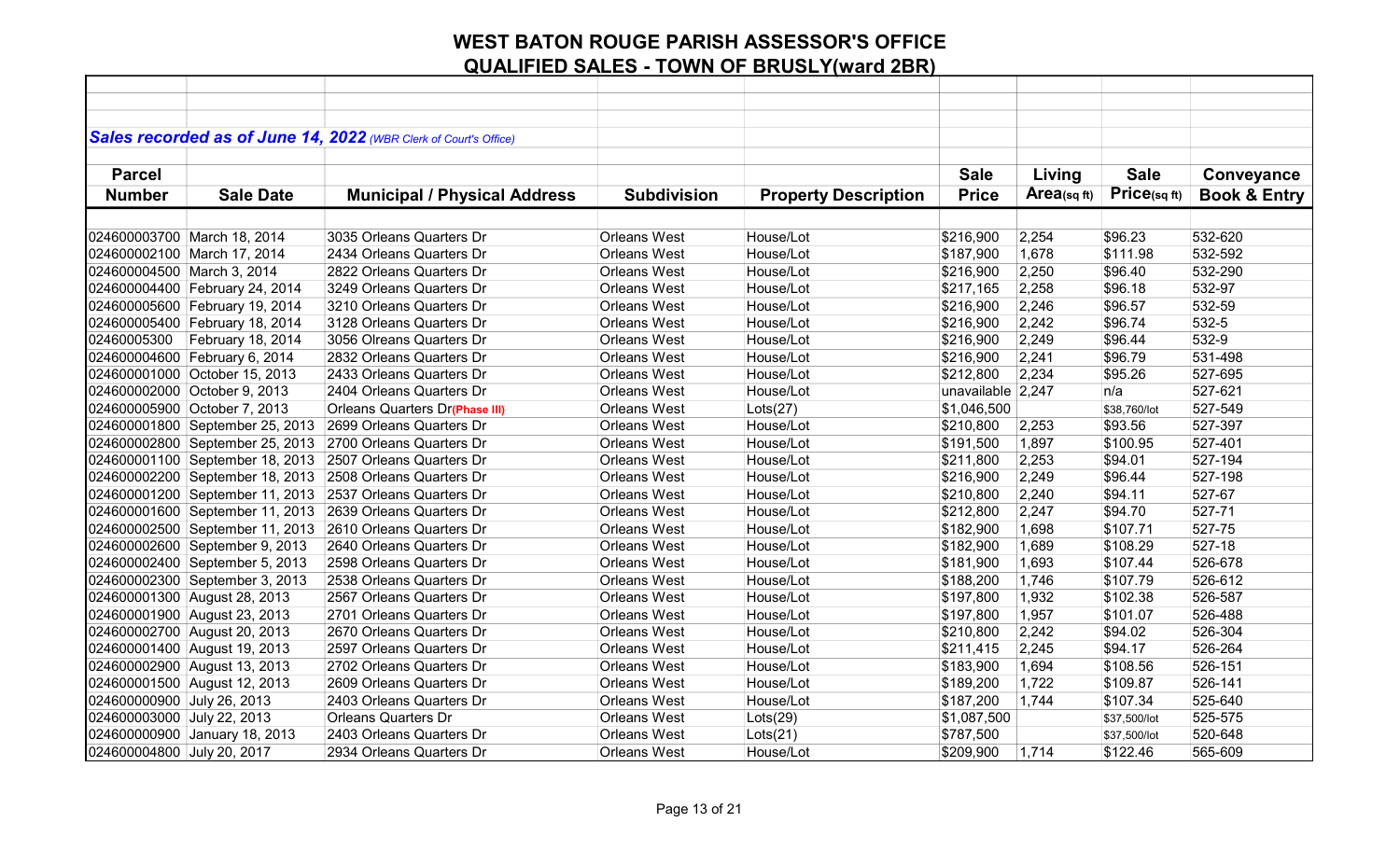# WEST BATON ROUGE PARISH ASSESSOR'S OFFICE

## QUALIFIED SALES - TOWN OF BRUSLY(ward 2BR)

***Sales recorded as of June 14, 2022*** *(WBR Clerk of Court's Office)*

| Parcel Number | Sale Date | Municipal / Physical Address | Subdivision | Property Description | Sale Price | Living Area(sq ft) | Sale Price(sq ft) | Conveyance Book & Entry |
|---|---|---|---|---|---|---|---|---|
| 024600003700 | March 18, 2014 | 3035 Orleans Quarters Dr | Orleans West | House/Lot | $216,900 | 2,254 | $96.23 | 532-620 |
| 024600002100 | March 17, 2014 | 2434 Orleans Quarters Dr | Orleans West | House/Lot | $187,900 | 1,678 | $111.98 | 532-592 |
| 024600004500 | March 3, 2014 | 2822 Orleans Quarters Dr | Orleans West | House/Lot | $216,900 | 2,250 | $96.40 | 532-290 |
| 024600004400 | February 24, 2014 | 3249 Orleans Quarters Dr | Orleans West | House/Lot | $217,165 | 2,258 | $96.18 | 532-97 |
| 024600005600 | February 19, 2014 | 3210 Orleans Quarters Dr | Orleans West | House/Lot | $216,900 | 2,246 | $96.57 | 532-59 |
| 024600005400 | February 18, 2014 | 3128 Orleans Quarters Dr | Orleans West | House/Lot | $216,900 | 2,242 | $96.74 | 532-5 |
| 02460005300 | February 18, 2014 | 3056 Olreans Quarters Dr | Orleans West | House/Lot | $216,900 | 2,249 | $96.44 | 532-9 |
| 024600004600 | February 6, 2014 | 2832 Orleans Quarters Dr | Orleans West | House/Lot | $216,900 | 2,241 | $96.79 | 531-498 |
| 024600001000 | October 15, 2013 | 2433 Orleans Quarters Dr | Orleans West | House/Lot | $212,800 | 2,234 | $95.26 | 527-695 |
| 024600002000 | October 9, 2013 | 2404 Orleans Quarters Dr | Orleans West | House/Lot | unavailable | 2,247 | n/a | 527-621 |
| 024600005900 | October 7, 2013 | Orleans Quarters Dr**(Phase III)** | Orleans West | Lots(27) | $1,046,500 | | $38,760/lot | 527-549 |
| 024600001800 | September 25, 2013 | 2699 Orleans Quarters Dr | Orleans West | House/Lot | $210,800 | 2,253 | $93.56 | 527-397 |
| 024600002800 | September 25, 2013 | 2700 Orleans Quarters Dr | Orleans West | House/Lot | $191,500 | 1,897 | $100.95 | 527-401 |
| 024600001100 | September 18, 2013 | 2507 Orleans Quarters Dr | Orleans West | House/Lot | $211,800 | 2,253 | $94.01 | 527-194 |
| 024600002200 | September 18, 2013 | 2508 Orleans Quarters Dr | Orleans West | House/Lot | $216,900 | 2,249 | $96.44 | 527-198 |
| 024600001200 | September 11, 2013 | 2537 Orleans Quarters Dr | Orleans West | House/Lot | $210,800 | 2,240 | $94.11 | 527-67 |
| 024600001600 | September 11, 2013 | 2639 Orleans Quarters Dr | Orleans West | House/Lot | $212,800 | 2,247 | $94.70 | 527-71 |
| 024600002500 | September 11, 2013 | 2610 Orleans Quarters Dr | Orleans West | House/Lot | $182,900 | 1,698 | $107.71 | 527-75 |
| 024600002600 | September 9, 2013 | 2640 Orleans Quarters Dr | Orleans West | House/Lot | $182,900 | 1,689 | $108.29 | 527-18 |
| 024600002400 | September 5, 2013 | 2598 Orleans Quarters Dr | Orleans West | House/Lot | $181,900 | 1,693 | $107.44 | 526-678 |
| 024600002300 | September 3, 2013 | 2538 Orleans Quarters Dr | Orleans West | House/Lot | $188,200 | 1,746 | $107.79 | 526-612 |
| 024600001300 | August 28, 2013 | 2567 Orleans Quarters Dr | Orleans West | House/Lot | $197,800 | 1,932 | $102.38 | 526-587 |
| 024600001900 | August 23, 2013 | 2701 Orleans Quarters Dr | Orleans West | House/Lot | $197,800 | 1,957 | $101.07 | 526-488 |
| 024600002700 | August 20, 2013 | 2670 Orleans Quarters Dr | Orleans West | House/Lot | $210,800 | 2,242 | $94.02 | 526-304 |
| 024600001400 | August 19, 2013 | 2597 Orleans Quarters Dr | Orleans West | House/Lot | $211,415 | 2,245 | $94.17 | 526-264 |
| 024600002900 | August 13, 2013 | 2702 Orleans Quarters Dr | Orleans West | House/Lot | $183,900 | 1,694 | $108.56 | 526-151 |
| 024600001500 | August 12, 2013 | 2609 Orleans Quarters Dr | Orleans West | House/Lot | $189,200 | 1,722 | $109.87 | 526-141 |
| 024600000900 | July 26, 2013 | 2403 Orleans Quarters Dr | Orleans West | House/Lot | $187,200 | 1,744 | $107.34 | 525-640 |
| 024600003000 | July 22, 2013 | Orleans Quarters Dr | Orleans West | Lots(29) | $1,087,500 | | $37,500/lot | 525-575 |
| 024600000900 | January 18, 2013 | 2403 Orleans Quarters Dr | Orleans West | Lots(21) | $787,500 | | $37,500/lot | 520-648 |
| 024600004800 | July 20, 2017 | 2934 Orleans Quarters Dr | Orleans West | House/Lot | $209,900 | 1,714 | $122.46 | 565-609 |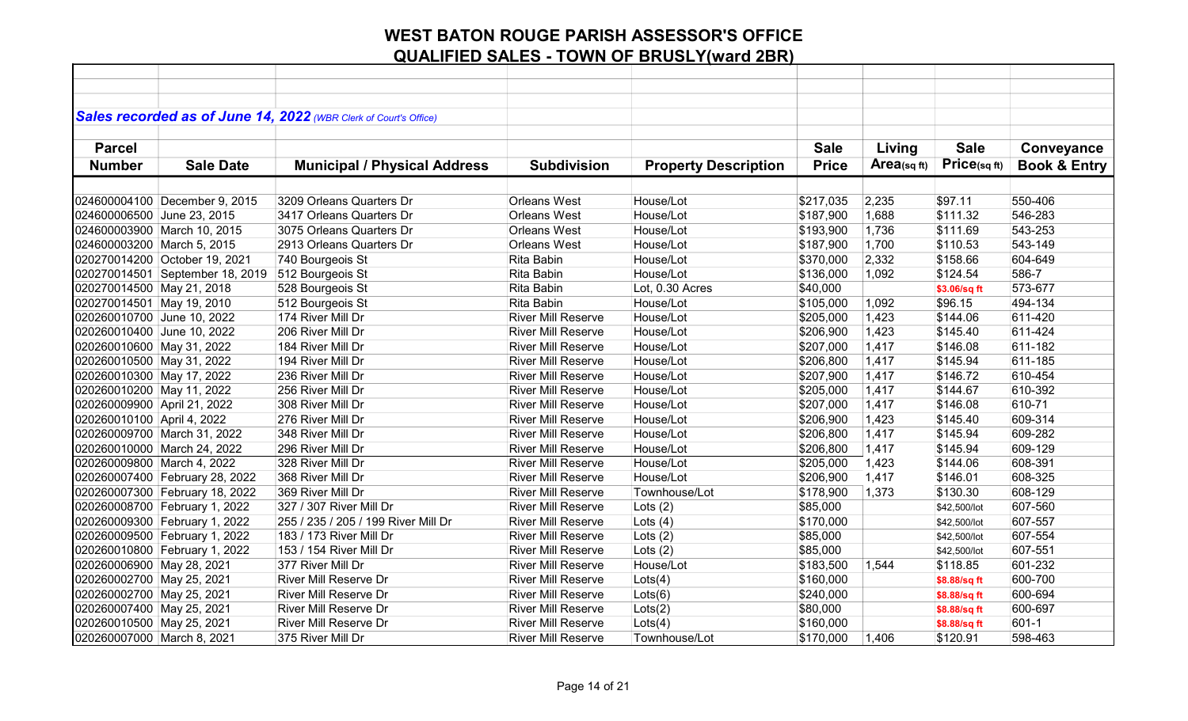# WEST BATON ROUGE PARISH ASSESSOR'S OFFICE

## QUALIFIED SALES - TOWN OF BRUSLY(ward 2BR)

***Sales recorded as of June 14, 2022*** *(WBR Clerk of Court's Office)*

| Parcel Number | Sale Date | Municipal / Physical Address | Subdivision | Property Description | Sale Price | Living Area(sq ft) | Sale Price(sq ft) | Conveyance Book & Entry |
|---|---|---|---|---|---|---|---|---|
| 024600004100 | December 9, 2015 | 3209 Orleans Quarters Dr | Orleans West | House/Lot | $217,035 | 2,235 | $97.11 | 550-406 |
| 024600006500 | June 23, 2015 | 3417 Orleans Quarters Dr | Orleans West | House/Lot | $187,900 | 1,688 | $111.32 | 546-283 |
| 024600003900 | March 10, 2015 | 3075 Orleans Quarters Dr | Orleans West | House/Lot | $193,900 | 1,736 | $111.69 | 543-253 |
| 024600003200 | March 5, 2015 | 2913 Orleans Quarters Dr | Orleans West | House/Lot | $187,900 | 1,700 | $110.53 | 543-149 |
| 020270014200 | October 19, 2021 | 740 Bourgeois St | Rita Babin | House/Lot | $370,000 | 2,332 | $158.66 | 604-649 |
| 020270014501 | September 18, 2019 | 512 Bourgeois St | Rita Babin | House/Lot | $136,000 | 1,092 | $124.54 | 586-7 |
| 020270014500 | May 21, 2018 | 528 Bourgeois St | Rita Babin | Lot, 0.30 Acres | $40,000 | | $3.06/sq ft | 573-677 |
| 020270014501 | May 19, 2010 | 512 Bourgeois St | Rita Babin | House/Lot | $105,000 | 1,092 | $96.15 | 494-134 |
| 020260010700 | June 10, 2022 | 174 River Mill Dr | River Mill Reserve | House/Lot | $205,000 | 1,423 | $144.06 | 611-420 |
| 020260010400 | June 10, 2022 | 206 River Mill Dr | River Mill Reserve | House/Lot | $206,900 | 1,423 | $145.40 | 611-424 |
| 020260010600 | May 31, 2022 | 184 River Mill Dr | River Mill Reserve | House/Lot | $207,000 | 1,417 | $146.08 | 611-182 |
| 020260010500 | May 31, 2022 | 194 River Mill Dr | River Mill Reserve | House/Lot | $206,800 | 1,417 | $145.94 | 611-185 |
| 020260010300 | May 17, 2022 | 236 River Mill Dr | River Mill Reserve | House/Lot | $207,900 | 1,417 | $146.72 | 610-454 |
| 020260010200 | May 11, 2022 | 256 River Mill Dr | River Mill Reserve | House/Lot | $205,000 | 1,417 | $144.67 | 610-392 |
| 020260009900 | April 21, 2022 | 308 River Mill Dr | River Mill Reserve | House/Lot | $207,000 | 1,417 | $146.08 | 610-71 |
| 020260010100 | April 4, 2022 | 276 River Mill Dr | River Mill Reserve | House/Lot | $206,900 | 1,423 | $145.40 | 609-314 |
| 020260009700 | March 31, 2022 | 348 River Mill Dr | River Mill Reserve | House/Lot | $206,800 | 1,417 | $145.94 | 609-282 |
| 020260010000 | March 24, 2022 | 296 River Mill Dr | River Mill Reserve | House/Lot | $206,800 | 1,417 | $145.94 | 609-129 |
| 020260009800 | March 4, 2022 | 328 River Mill Dr | River Mill Reserve | House/Lot | $205,000 | 1,423 | $144.06 | 608-391 |
| 020260007400 | February 28, 2022 | 368 River Mill Dr | River Mill Reserve | House/Lot | $206,900 | 1,417 | $146.01 | 608-325 |
| 020260007300 | February 18, 2022 | 369 River Mill Dr | River Mill Reserve | Townhouse/Lot | $178,900 | 1,373 | $130.30 | 608-129 |
| 020260008700 | February 1, 2022 | 327 / 307 River Mill Dr | River Mill Reserve | Lots (2) | $85,000 | | $42,500/lot | 607-560 |
| 020260009300 | February 1, 2022 | 255 / 235 / 205 / 199 River Mill Dr | River Mill Reserve | Lots (4) | $170,000 | | $42,500/lot | 607-557 |
| 020260009500 | February 1, 2022 | 183 / 173 River Mill Dr | River Mill Reserve | Lots (2) | $85,000 | | $42,500/lot | 607-554 |
| 020260010800 | February 1, 2022 | 153 / 154 River Mill Dr | River Mill Reserve | Lots (2) | $85,000 | | $42,500/lot | 607-551 |
| 020260006900 | May 28, 2021 | 377 River Mill Dr | River Mill Reserve | House/Lot | $183,500 | 1,544 | $118.85 | 601-232 |
| 020260002700 | May 25, 2021 | River Mill Reserve Dr | River Mill Reserve | Lots(4) | $160,000 | | $8.88/sq ft | 600-700 |
| 020260002700 | May 25, 2021 | River Mill Reserve Dr | River Mill Reserve | Lots(6) | $240,000 | | $8.88/sq ft | 600-694 |
| 020260007400 | May 25, 2021 | River Mill Reserve Dr | River Mill Reserve | Lots(2) | $80,000 | | $8.88/sq ft | 600-697 |
| 020260010500 | May 25, 2021 | River Mill Reserve Dr | River Mill Reserve | Lots(4) | $160,000 | | $8.88/sq ft | 601-1 |
| 020260007000 | March 8, 2021 | 375 River Mill Dr | River Mill Reserve | Townhouse/Lot | $170,000 | 1,406 | $120.91 | 598-463 |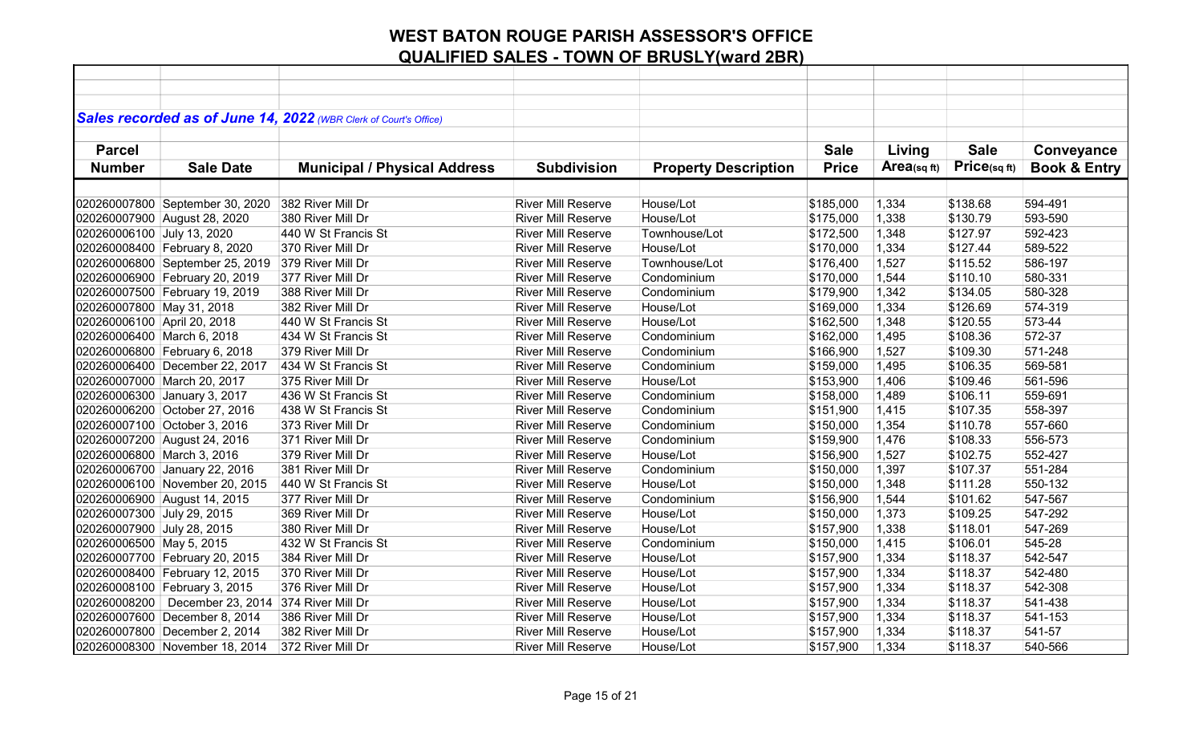# WEST BATON ROUGE PARISH ASSESSOR'S OFFICE

## QUALIFIED SALES - TOWN OF BRUSLY(ward 2BR)

***Sales recorded as of June 14, 2022*** *(WBR Clerk of Court's Office)*

| Parcel Number | Sale Date | Municipal / Physical Address | Subdivision | Property Description | Sale Price | Living Area(sq ft) | Sale Price(sq ft) | Conveyance Book & Entry |
|---|---|---|---|---|---|---|---|---|
| 020260007800 | September 30, 2020 | 382 River Mill Dr | River Mill Reserve | House/Lot | $185,000 | 1,334 | $138.68 | 594-491 |
| 020260007900 | August 28, 2020 | 380 River Mill Dr | River Mill Reserve | House/Lot | $175,000 | 1,338 | $130.79 | 593-590 |
| 020260006100 | July 13, 2020 | 440 W St Francis St | River Mill Reserve | Townhouse/Lot | $172,500 | 1,348 | $127.97 | 592-423 |
| 020260008400 | February 8, 2020 | 370 River Mill Dr | River Mill Reserve | House/Lot | $170,000 | 1,334 | $127.44 | 589-522 |
| 020260006800 | September 25, 2019 | 379 River Mill Dr | River Mill Reserve | Townhouse/Lot | $176,400 | 1,527 | $115.52 | 586-197 |
| 020260006900 | February 20, 2019 | 377 River Mill Dr | River Mill Reserve | Condominium | $170,000 | 1,544 | $110.10 | 580-331 |
| 020260007500 | February 19, 2019 | 388 River Mill Dr | River Mill Reserve | Condominium | $179,900 | 1,342 | $134.05 | 580-328 |
| 020260007800 | May 31, 2018 | 382 River Mill Dr | River Mill Reserve | House/Lot | $169,000 | 1,334 | $126.69 | 574-319 |
| 020260006100 | April 20, 2018 | 440 W St Francis St | River Mill Reserve | House/Lot | $162,500 | 1,348 | $120.55 | 573-44 |
| 020260006400 | March 6, 2018 | 434 W St Francis St | River Mill Reserve | Condominium | $162,000 | 1,495 | $108.36 | 572-37 |
| 020260006800 | February 6, 2018 | 379 River Mill Dr | River Mill Reserve | Condominium | $166,900 | 1,527 | $109.30 | 571-248 |
| 020260006400 | December 22, 2017 | 434 W St Francis St | River Mill Reserve | Condominium | $159,000 | 1,495 | $106.35 | 569-581 |
| 020260007000 | March 20, 2017 | 375 River Mill Dr | River Mill Reserve | House/Lot | $153,900 | 1,406 | $109.46 | 561-596 |
| 020260006300 | January 3, 2017 | 436 W St Francis St | River Mill Reserve | Condominium | $158,000 | 1,489 | $106.11 | 559-691 |
| 020260006200 | October 27, 2016 | 438 W St Francis St | River Mill Reserve | Condominium | $151,900 | 1,415 | $107.35 | 558-397 |
| 020260007100 | October 3, 2016 | 373 River Mill Dr | River Mill Reserve | Condominium | $150,000 | 1,354 | $110.78 | 557-660 |
| 020260007200 | August 24, 2016 | 371 River Mill Dr | River Mill Reserve | Condominium | $159,900 | 1,476 | $108.33 | 556-573 |
| 020260006800 | March 3, 2016 | 379 River Mill Dr | River Mill Reserve | House/Lot | $156,900 | 1,527 | $102.75 | 552-427 |
| 020260006700 | January 22, 2016 | 381 River Mill Dr | River Mill Reserve | Condominium | $150,000 | 1,397 | $107.37 | 551-284 |
| 020260006100 | November 20, 2015 | 440 W St Francis St | River Mill Reserve | House/Lot | $150,000 | 1,348 | $111.28 | 550-132 |
| 020260006900 | August 14, 2015 | 377 River Mill Dr | River Mill Reserve | Condominium | $156,900 | 1,544 | $101.62 | 547-567 |
| 020260007300 | July 29, 2015 | 369 River Mill Dr | River Mill Reserve | House/Lot | $150,000 | 1,373 | $109.25 | 547-292 |
| 020260007900 | July 28, 2015 | 380 River Mill Dr | River Mill Reserve | House/Lot | $157,900 | 1,338 | $118.01 | 547-269 |
| 020260006500 | May 5, 2015 | 432 W St Francis St | River Mill Reserve | Condominium | $150,000 | 1,415 | $106.01 | 545-28 |
| 020260007700 | February 20, 2015 | 384 River Mill Dr | River Mill Reserve | House/Lot | $157,900 | 1,334 | $118.37 | 542-547 |
| 020260008400 | February 12, 2015 | 370 River Mill Dr | River Mill Reserve | House/Lot | $157,900 | 1,334 | $118.37 | 542-480 |
| 020260008100 | February 3, 2015 | 376 River Mill Dr | River Mill Reserve | House/Lot | $157,900 | 1,334 | $118.37 | 542-308 |
| 020260008200 | December 23, 2014 | 374 River Mill Dr | River Mill Reserve | House/Lot | $157,900 | 1,334 | $118.37 | 541-438 |
| 020260007600 | December 8, 2014 | 386 River Mill Dr | River Mill Reserve | House/Lot | $157,900 | 1,334 | $118.37 | 541-153 |
| 020260007800 | December 2, 2014 | 382 River Mill Dr | River Mill Reserve | House/Lot | $157,900 | 1,334 | $118.37 | 541-57 |
| 020260008300 | November 18, 2014 | 372 River Mill Dr | River Mill Reserve | House/Lot | $157,900 | 1,334 | $118.37 | 540-566 |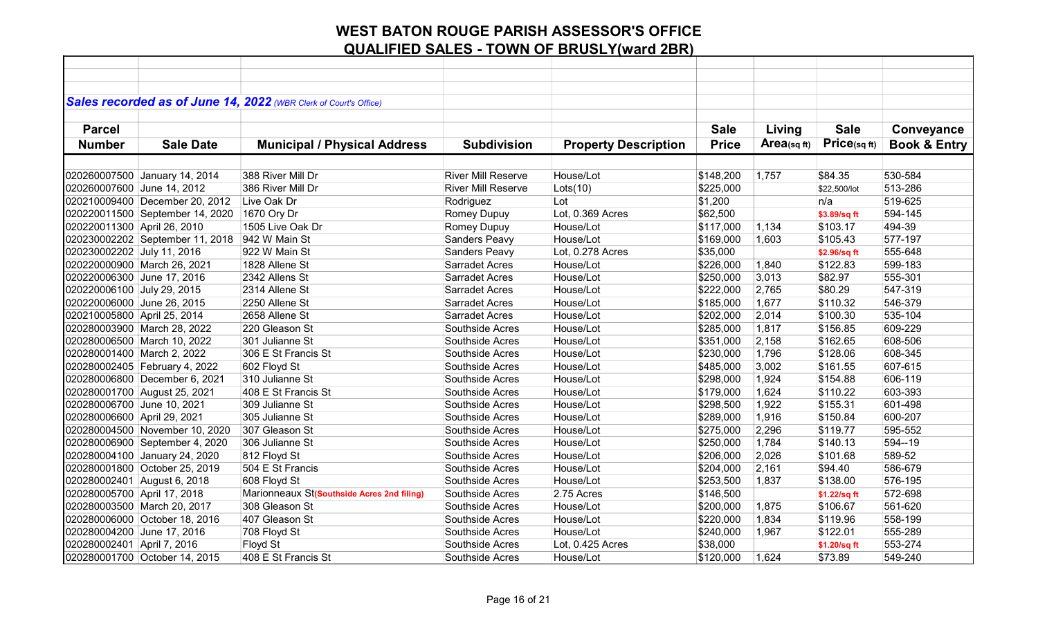# WEST BATON ROUGE PARISH ASSESSOR'S OFFICE

## QUALIFIED SALES - TOWN OF BRUSLY(ward 2BR)

***Sales recorded as of June 14, 2022*** *(WBR Clerk of Court's Office)*

| Parcel Number | Sale Date | Municipal / Physical Address | Subdivision | Property Description | Sale Price | Living Area(sq ft) | Sale Price(sq ft) | Conveyance Book & Entry |
|---|---|---|---|---|---|---|---|---|
| 020260007500 | January 14, 2014 | 388 River Mill Dr | River Mill Reserve | House/Lot | $148,200 | 1,757 | $84.35 | 530-584 |
| 020260007600 | June 14, 2012 | 386 River Mill Dr | River Mill Reserve | Lots(10) | $225,000 | | $22,500/lot | 513-286 |
| 020210009400 | December 20, 2012 | Live Oak Dr | Rodriguez | Lot | $1,200 | | n/a | 519-625 |
| 020220011500 | September 14, 2020 | 1670 Ory Dr | Romey Dupuy | Lot, 0.369 Acres | $62,500 | | $3.89/sq ft | 594-145 |
| 020220011300 | April 26, 2010 | 1505 Live Oak Dr | Romey Dupuy | House/Lot | $117,000 | 1,134 | $103.17 | 494-39 |
| 020230002202 | September 11, 2018 | 942 W Main St | Sanders Peavy | House/Lot | $169,000 | 1,603 | $105.43 | 577-197 |
| 020230002202 | July 11, 2016 | 922 W Main St | Sanders Peavy | Lot, 0.278 Acres | $35,000 | | $2.96/sq ft | 555-648 |
| 020220000900 | March 26, 2021 | 1828 Allene St | Sarradet Acres | House/Lot | $226,000 | 1,840 | $122.83 | 599-183 |
| 020220006300 | June 17, 2016 | 2342 Allens St | Sarradet Acres | House/Lot | $250,000 | 3,013 | $82.97 | 555-301 |
| 020220006100 | July 29, 2015 | 2314 Allene St | Sarradet Acres | House/Lot | $222,000 | 2,765 | $80.29 | 547-319 |
| 020220006000 | June 26, 2015 | 2250 Allene St | Sarradet Acres | House/Lot | $185,000 | 1,677 | $110.32 | 546-379 |
| 020210005800 | April 25, 2014 | 2658 Allene St | Sarradet Acres | House/Lot | $202,000 | 2,014 | $100.30 | 535-104 |
| 020280003900 | March 28, 2022 | 220 Gleason St | Southside Acres | House/Lot | $285,000 | 1,817 | $156.85 | 609-229 |
| 020280006500 | March 10, 2022 | 301 Julianne St | Southside Acres | House/Lot | $351,000 | 2,158 | $162.65 | 608-506 |
| 020280001400 | March 2, 2022 | 306 E St Francis St | Southside Acres | House/Lot | $230,000 | 1,796 | $128.06 | 608-345 |
| 020280002405 | February 4, 2022 | 602 Floyd St | Southside Acres | House/Lot | $485,000 | 3,002 | $161.55 | 607-615 |
| 020280006800 | December 6, 2021 | 310 Julianne St | Southside Acres | House/Lot | $298,000 | 1,924 | $154.88 | 606-119 |
| 020280001700 | August 25, 2021 | 408 E St Francis St | Southside Acres | House/Lot | $179,000 | 1,624 | $110.22 | 603-393 |
| 020280006700 | June 10, 2021 | 309 Julianne St | Southside Acres | House/Lot | $298,500 | 1,922 | $155.31 | 601-498 |
| 020280006600 | April 29, 2021 | 305 Julianne St | Southside Acres | House/Lot | $289,000 | 1,916 | $150.84 | 600-207 |
| 020280004500 | November 10, 2020 | 307 Gleason St | Southside Acres | House/Lot | $275,000 | 2,296 | $119.77 | 595-552 |
| 020280006900 | September 4, 2020 | 306 Julianne St | Southside Acres | House/Lot | $250,000 | 1,784 | $140.13 | 594--19 |
| 020280004100 | January 24, 2020 | 812 Floyd St | Southside Acres | House/Lot | $206,000 | 2,026 | $101.68 | 589-52 |
| 020280001800 | October 25, 2019 | 504 E St Francis | Southside Acres | House/Lot | $204,000 | 2,161 | $94.40 | 586-679 |
| 020280002401 | August 6, 2018 | 608 Floyd St | Southside Acres | House/Lot | $253,500 | 1,837 | $138.00 | 576-195 |
| 020280005700 | April 17, 2018 | Marionneaux St**(Southside Acres 2nd filing)** | Southside Acres | 2.75 Acres | $146,500 | | $1.22/sq ft | 572-698 |
| 020280003500 | March 20, 2017 | 308 Gleason St | Southside Acres | House/Lot | $200,000 | 1,875 | $106.67 | 561-620 |
| 020280006000 | October 18, 2016 | 407 Gleason St | Southside Acres | House/Lot | $220,000 | 1,834 | $119.96 | 558-199 |
| 020280004200 | June 17, 2016 | 708 Floyd St | Southside Acres | House/Lot | $240,000 | 1,967 | $122.01 | 555-289 |
| 020280002401 | April 7, 2016 | Floyd St | Southside Acres | Lot, 0.425 Acres | $38,000 | | $1.20/sq ft | 553-274 |
| 020280001700 | October 14, 2015 | 408 E St Francis St | Southside Acres | House/Lot | $120,000 | 1,624 | $73.89 | 549-240 |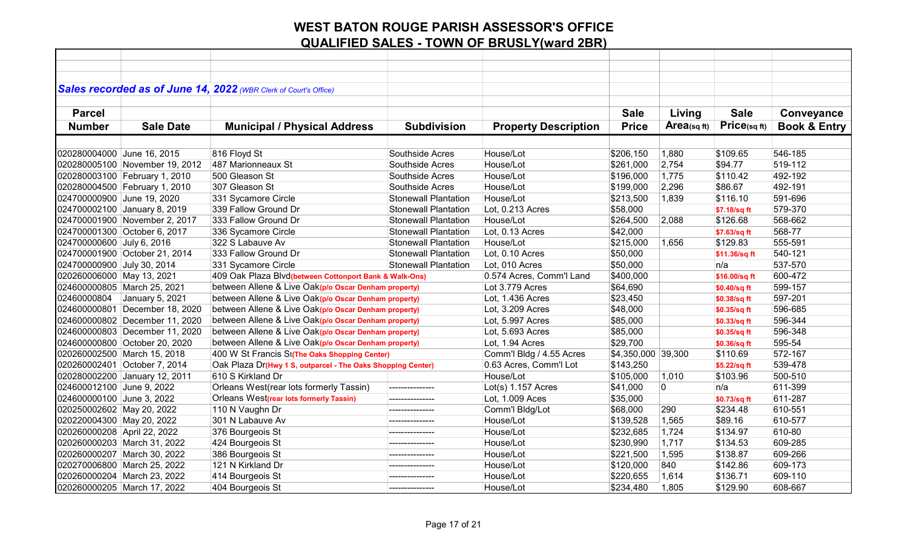# WEST BATON ROUGE PARISH ASSESSOR'S OFFICE

## QUALIFIED SALES - TOWN OF BRUSLY(ward 2BR)

***Sales recorded as of June 14, 2022*** *(WBR Clerk of Court's Office)*

| Parcel Number | Sale Date | Municipal / Physical Address | Subdivision | Property Description | Sale Price | Living Area(sq ft) | Sale Price(sq ft) | Conveyance Book & Entry |
|---|---|---|---|---|---|---|---|---|
| 020280004000 | June 16, 2015 | 816 Floyd St | Southside Acres | House/Lot | $206,150 | 1,880 | $109.65 | 546-185 |
| 020280005100 | November 19, 2012 | 487 Marionneaux St | Southside Acres | House/Lot | $261,000 | 2,754 | $94.77 | 519-112 |
| 020280003100 | February 1, 2010 | 500 Gleason St | Southside Acres | House/Lot | $196,000 | 1,775 | $110.42 | 492-192 |
| 020280004500 | February 1, 2010 | 307 Gleason St | Southside Acres | House/Lot | $199,000 | 2,296 | $86.67 | 492-191 |
| 024700000900 | June 19, 2020 | 331 Sycamore Circle | Stonewall Plantation | House/Lot | $213,500 | 1,839 | $116.10 | 591-696 |
| 024700002100 | January 8, 2019 | 339 Fallow Ground Dr | Stonewall Plantation | Lot, 0.213 Acres | $58,000 | | $7.18/sq ft | 579-370 |
| 024700001900 | November 2, 2017 | 333 Fallow Ground Dr | Stonewall Plantation | House/Lot | $264,500 | 2,088 | $126.68 | 568-662 |
| 024700001300 | October 6, 2017 | 336 Sycamore Circle | Stonewall Plantation | Lot, 0.13 Acres | $42,000 | | $7.63/sq ft | 568-77 |
| 024700000600 | July 6, 2016 | 322 S Labauve Av | Stonewall Plantation | House/Lot | $215,000 | 1,656 | $129.83 | 555-591 |
| 024700001900 | October 21, 2014 | 333 Fallow Ground Dr | Stonewall Plantation | Lot, 0.10 Acres | $50,000 | | $11.36/sq ft | 540-121 |
| 024700000900 | July 30, 2014 | 331 Sycamore Circle | Stonewall Plantation | Lot, 010 Acres | $50,000 | | n/a | 537-570 |
| 020260006000 | May 13, 2021 | 409 Oak Plaza Blvd**(between Cottonport Bank & Walk-Ons)** | | 0.574 Acres, Comm'l Land | $400,000 | | $16.00/sq ft | 600-472 |
| 024600000805 | March 25, 2021 | between Allene & Live Oak**(p/o Oscar Denham property)** | | Lot 3.779 Acres | $64,690 | | $0.40/sq ft | 599-157 |
| 02460000804 | January 5, 2021 | between Allene & Live Oak**(p/o Oscar Denham property)** | | Lot, 1.436 Acres | $23,450 | | $0.38/sq ft | 597-201 |
| 024600000801 | December 18, 2020 | between Allene & Live Oak**(p/o Oscar Denham property)** | | Lot, 3.209 Acres | $48,000 | | $0.35/sq ft | 596-685 |
| 024600000802 | December 11, 2020 | between Allene & Live Oak**(p/o Oscar Denham property)** | | Lot, 5.997 Acres | $85,000 | | $0.33/sq ft | 596-344 |
| 024600000803 | December 11, 2020 | between Allene & Live Oak**(p/o Oscar Denham property)** | | Lot, 5.693 Acres | $85,000 | | $0.35/sq ft | 596-348 |
| 024600000800 | October 20, 2020 | between Allene & Live Oak**(p/o Oscar Denham property)** | | Lot, 1.94 Acres | $29,700 | | $0.36/sq ft | 595-54 |
| 020260002500 | March 15, 2018 | 400 W St Francis St**(The Oaks Shopping Center)** | | Comm'l Bldg / 4.55 Acres | $4,350,000 | 39,300 | $110.69 | 572-167 |
| 020260002401 | October 7, 2014 | Oak Plaza Dr**(Hwy 1 S, outparcel - The Oaks Shopping Center)** | | 0.63 Acres, Comm'l Lot | $143,250 | | $5.22/sq ft | 539-478 |
| 020280002200 | January 12, 2011 | 610 S Kirkland Dr | | House/Lot | $105,000 | 1,010 | $103.96 | 500-510 |
| 024600012100 | June 9, 2022 | Orleans West(rear lots formerly Tassin) | --------------- | Lot(s) 1.157 Acres | $41,000 | 0 | n/a | 611-399 |
| 024600000100 | June 3, 2022 | Orleans West**(rear lots formerly Tassin)** | --------------- | Lot, 1.009 Aces | $35,000 | | $0.73/sq ft | 611-287 |
| 020250002602 | May 20, 2022 | 110 N Vaughn Dr | --------------- | Comm'l Bldg/Lot | $68,000 | 290 | $234.48 | 610-551 |
| 020220004300 | May 20, 2022 | 301 N Labauve Av | --------------- | House/Lot | $139,528 | 1,565 | $89.16 | 610-577 |
| 020260000208 | April 22, 2022 | 376 Bourgeois St | --------------- | House/Lot | $232,685 | 1,724 | $134.97 | 610-80 |
| 020260000203 | March 31, 2022 | 424 Bourgeois St | --------------- | House/Lot | $230,990 | 1,717 | $134.53 | 609-285 |
| 020260000207 | March 30, 2022 | 386 Bourgeois St | --------------- | House/Lot | $221,500 | 1,595 | $138.87 | 609-266 |
| 020270006800 | March 25, 2022 | 121 N Kirkland Dr | --------------- | House/Lot | $120,000 | 840 | $142.86 | 609-173 |
| 020260000204 | March 23, 2022 | 414 Bourgeois St | --------------- | House/Lot | $220,655 | 1,614 | $136.71 | 609-110 |
| 020260000205 | March 17, 2022 | 404 Bourgeois St | --------------- | House/Lot | $234,480 | 1,805 | $129.90 | 608-667 |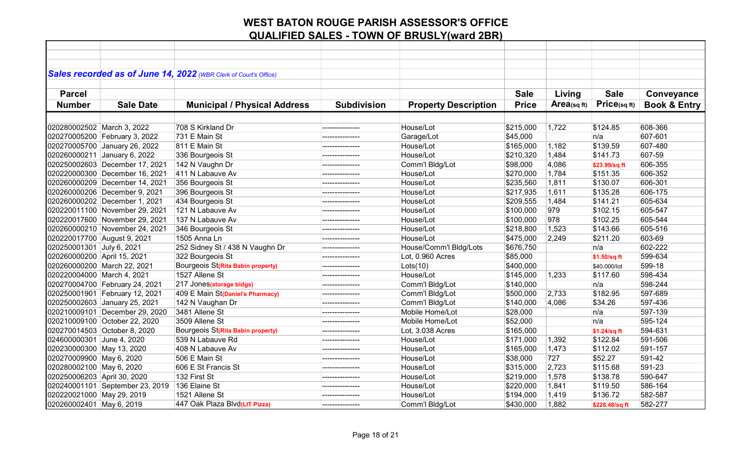# WEST BATON ROUGE PARISH ASSESSOR'S OFFICE

## QUALIFIED SALES - TOWN OF BRUSLY(ward 2BR)

***Sales recorded as of June 14, 2022*** *(WBR Clerk of Court's Office)*

| Parcel Number | Sale Date | Municipal / Physical Address | Subdivision | Property Description | Sale Price | Living Area(sq ft) | Sale Price(sq ft) | Conveyance Book & Entry |
|---|---|---|---|---|---|---|---|---|
| 020280002502 | March 3, 2022 | 708 S Kirkland Dr | --------------- | House/Lot | $215,000 | 1,722 | $124.85 | 608-366 |
| 020270005200 | February 3, 2022 | 731 E Main St | --------------- | Garage/Lot | $45,000 | | n/a | 607-601 |
| 020270005700 | January 26, 2022 | 811 E Main St | --------------- | House/Lot | $165,000 | 1,182 | $139.59 | 607-480 |
| 020260000211 | January 6, 2022 | 336 Bourgeois St | --------------- | House/Lot | $210,320 | 1,484 | $141.73 | 607-59 |
| 020250002603 | December 17, 2021 | 142 N Vaughn Dr | --------------- | Comm'l Bldg/Lot | $98,000 | 4,086 | $23.99/sq ft | 606-355 |
| 020220000300 | December 16, 2021 | 411 N Labauve Av | --------------- | House/Lot | $270,000 | 1,784 | $151.35 | 606-352 |
| 020260000209 | December 14, 2021 | 356 Bourgeois St | --------------- | House/Lot | $235,560 | 1,811 | $130.07 | 606-301 |
| 020260000206 | December 9, 2021 | 396 Bourgeois St | --------------- | House/Lot | $217,935 | 1,611 | $135.28 | 606-175 |
| 020260000202 | December 1, 2021 | 434 Bourgeois St | --------------- | House/Lot | $209,555 | 1,484 | $141.21 | 605-634 |
| 020220011100 | November 29, 2021 | 121 N Labauve Av | --------------- | House/Lot | $100,000 | 979 | $102.15 | 605-547 |
| 020220017600 | November 29, 2021 | 137 N Labauve Av | --------------- | House/Lot | $100,000 | 978 | $102.25 | 605-544 |
| 020260000210 | November 24, 2021 | 346 Bourgeois St | --------------- | House/Lot | $218,800 | 1,523 | $143.66 | 605-516 |
| 020220017700 | August 9, 2021 | 1505 Anna Ln | --------------- | House/Lot | $475,000 | 2,249 | $211.20 | 603-69 |
| 020250001301 | July 6, 2021 | 252 Sidney St / 438 N Vaughn Dr | --------------- | House/Comm'l Bldg/Lots | $676,750 | | n/a | 602-222 |
| 020260000200 | April 15, 2021 | 322 Bourgeois St | --------------- | Lot, 0.960 Acres | $85,000 | | $1.50/sq ft | 599-634 |
| 020260000200 | March 22, 2021 | Bourgeois St(Rita Babin property) | --------------- | Lots(10) | $400,000 | | $40,000/lot | 599-18 |
| 020220004000 | March 4, 2021 | 1527 Allene St | --------------- | House/Lot | $145,000 | 1,233 | $117.60 | 598-434 |
| 020270004700 | February 24, 2021 | 217 Jones(storage bldgs) | --------------- | Comm'l Bldg/Lot | $140,000 | | n/a | 598-244 |
| 020250001901 | February 12, 2021 | 409 E Main St(Daniel's Pharmacy) | --------------- | Comm'l Bldg/Lot | $500,000 | 2,733 | $182.95 | 597-689 |
| 020250002603 | January 25, 2021 | 142 N Vaughan Dr | --------------- | Comm'l Bldg/Lot | $140,000 | 4,086 | $34.26 | 597-436 |
| 020210009101 | December 29, 2020 | 3481 Allene St | --------------- | Mobile Home/Lot | $28,000 | | n/a | 597-139 |
| 020210009100 | October 22, 2020 | 3509 Allene St | --------------- | Mobile Home/Lot | $52,000 | | n/a | 595-124 |
| 020270014503 | October 8, 2020 | Bourgeois St(Rita Babin property) | --------------- | Lot, 3.038 Acres | $165,000 | | $1.24/sq ft | 594-631 |
| 024600000301 | June 4, 2020 | 539 N Labauve Rd | --------------- | House/Lot | $171,000 | 1,392 | $122.84 | 591-506 |
| 020230000300 | May 13, 2020 | 408 N Labauve Av | --------------- | House/Lot | $165,000 | 1,473 | $112.02 | 591-157 |
| 020270009900 | May 6, 2020 | 506 E Main St | --------------- | House/Lot | $38,000 | 727 | $52.27 | 591-42 |
| 020280002100 | May 6, 2020 | 606 E St Francis St | --------------- | House/Lot | $315,000 | 2,723 | $115.68 | 591-23 |
| 020250006203 | April 30, 2020 | 132 First St | --------------- | House/Lot | $219,000 | 1,578 | $138.78 | 590-647 |
| 020240001101 | September 23, 2019 | 136 Elaine St | --------------- | House/Lot | $220,000 | 1,841 | $119.50 | 586-164 |
| 020220021000 | May 29, 2019 | 1521 Allene St | --------------- | House/Lot | $194,000 | 1,419 | $136.72 | 582-587 |
| 020260002401 | May 6, 2019 | 447 Oak Plaza Blvd(LIT Pizza) | --------------- | Comm'l Bldg/Lot | $430,000 | 1,882 | $228.48/sq ft | 582-277 |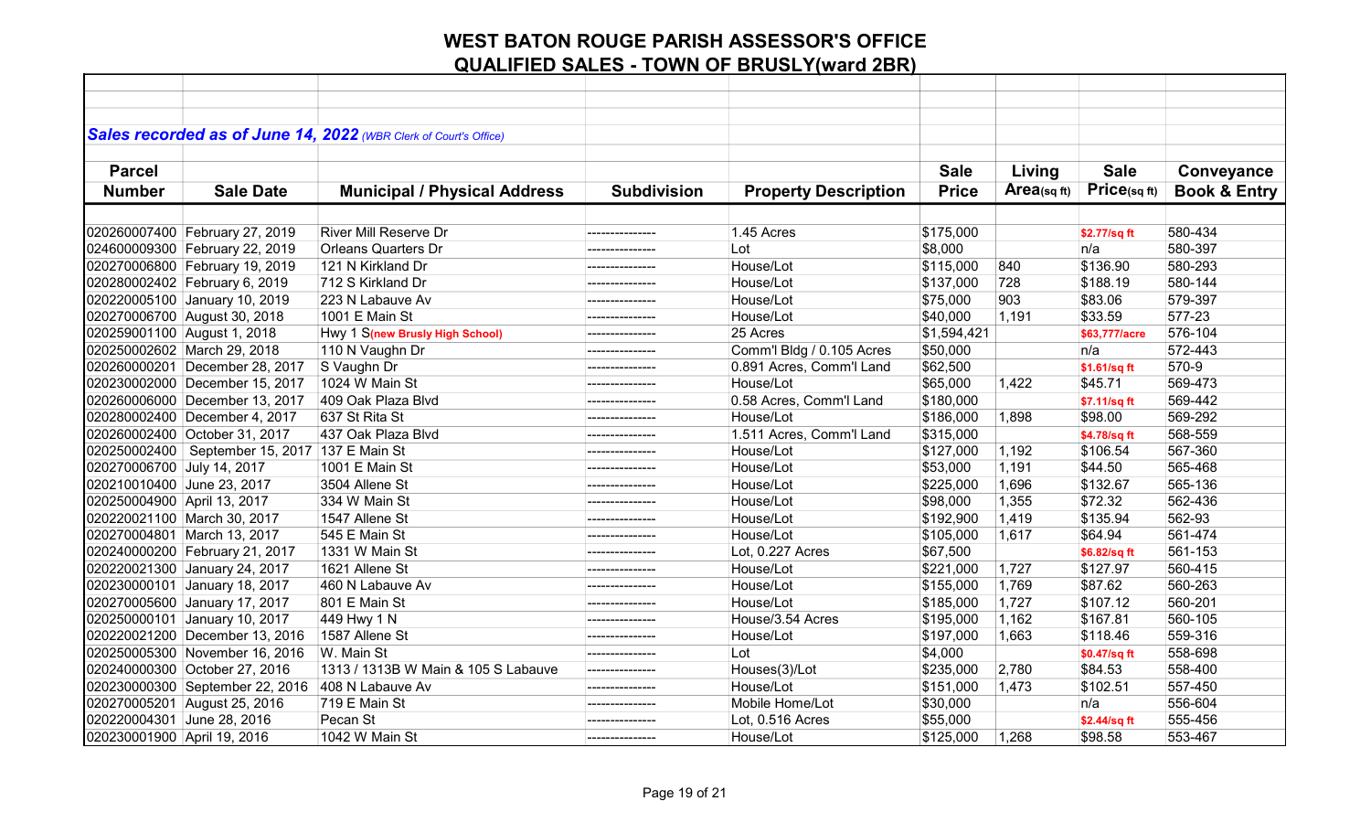# WEST BATON ROUGE PARISH ASSESSOR'S OFFICE

## QUALIFIED SALES - TOWN OF BRUSLY(ward 2BR)

***Sales recorded as of June 14, 2022** (WBR Clerk of Court's Office)*

| Parcel Number | Sale Date | Municipal / Physical Address | Subdivision | Property Description | Sale Price | Living Area(sq ft) | Sale Price(sq ft) | Conveyance Book & Entry |
|---|---|---|---|---|---|---|---|---|
| 020260007400 | February 27, 2019 | River Mill Reserve Dr | --------------- | 1.45 Acres | $175,000 | | $2.77/sq ft | 580-434 |
| 024600009300 | February 22, 2019 | Orleans Quarters Dr | --------------- | Lot | $8,000 | | n/a | 580-397 |
| 020270006800 | February 19, 2019 | 121 N Kirkland Dr | --------------- | House/Lot | $115,000 | 840 | $136.90 | 580-293 |
| 020280002402 | February 6, 2019 | 712 S Kirkland Dr | --------------- | House/Lot | $137,000 | 728 | $188.19 | 580-144 |
| 020220005100 | January 10, 2019 | 223 N Labauve Av | --------------- | House/Lot | $75,000 | 903 | $83.06 | 579-397 |
| 020270006700 | August 30, 2018 | 1001 E Main St | --------------- | House/Lot | $40,000 | 1,191 | $33.59 | 577-23 |
| 020259001100 | August 1, 2018 | Hwy 1 S**(new Brusly High School)** | --------------- | 25 Acres | $1,594,421 | | $63,777/acre | 576-104 |
| 020250002602 | March 29, 2018 | 110 N Vaughn Dr | --------------- | Comm'l Bldg / 0.105 Acres | $50,000 | | n/a | 572-443 |
| 020260000201 | December 28, 2017 | S Vaughn Dr | --------------- | 0.891 Acres, Comm'l Land | $62,500 | | $1.61/sq ft | 570-9 |
| 020230002000 | December 15, 2017 | 1024 W Main St | --------------- | House/Lot | $65,000 | 1,422 | $45.71 | 569-473 |
| 020260006000 | December 13, 2017 | 409 Oak Plaza Blvd | --------------- | 0.58 Acres, Comm'l Land | $180,000 | | $7.11/sq ft | 569-442 |
| 020280002400 | December 4, 2017 | 637 St Rita St | --------------- | House/Lot | $186,000 | 1,898 | $98.00 | 569-292 |
| 020260002400 | October 31, 2017 | 437 Oak Plaza Blvd | --------------- | 1.511 Acres, Comm'l Land | $315,000 | | $4.78/sq ft | 568-559 |
| 020250002400 | September 15, 2017 | 137 E Main St | --------------- | House/Lot | $127,000 | 1,192 | $106.54 | 567-360 |
| 020270006700 | July 14, 2017 | 1001 E Main St | --------------- | House/Lot | $53,000 | 1,191 | $44.50 | 565-468 |
| 020210010400 | June 23, 2017 | 3504 Allene St | --------------- | House/Lot | $225,000 | 1,696 | $132.67 | 565-136 |
| 020250004900 | April 13, 2017 | 334 W Main St | --------------- | House/Lot | $98,000 | 1,355 | $72.32 | 562-436 |
| 020220021100 | March 30, 2017 | 1547 Allene St | --------------- | House/Lot | $192,900 | 1,419 | $135.94 | 562-93 |
| 020270004801 | March 13, 2017 | 545 E Main St | --------------- | House/Lot | $105,000 | 1,617 | $64.94 | 561-474 |
| 020240000200 | February 21, 2017 | 1331 W Main St | --------------- | Lot, 0.227 Acres | $67,500 | | $6.82/sq ft | 561-153 |
| 020220021300 | January 24, 2017 | 1621 Allene St | --------------- | House/Lot | $221,000 | 1,727 | $127.97 | 560-415 |
| 020230000101 | January 18, 2017 | 460 N Labauve Av | --------------- | House/Lot | $155,000 | 1,769 | $87.62 | 560-263 |
| 020270005600 | January 17, 2017 | 801 E Main St | --------------- | House/Lot | $185,000 | 1,727 | $107.12 | 560-201 |
| 020250000101 | January 10, 2017 | 449 Hwy 1 N | --------------- | House/3.54 Acres | $195,000 | 1,162 | $167.81 | 560-105 |
| 020220021200 | December 13, 2016 | 1587 Allene St | --------------- | House/Lot | $197,000 | 1,663 | $118.46 | 559-316 |
| 020250005300 | November 16, 2016 | W. Main St | --------------- | Lot | $4,000 | | $0.47/sq ft | 558-698 |
| 020240000300 | October 27, 2016 | 1313 / 1313B W Main & 105 S Labauve | --------------- | Houses(3)/Lot | $235,000 | 2,780 | $84.53 | 558-400 |
| 020230000300 | September 22, 2016 | 408 N Labauve Av | --------------- | House/Lot | $151,000 | 1,473 | $102.51 | 557-450 |
| 020270005201 | August 25, 2016 | 719 E Main St | --------------- | Mobile Home/Lot | $30,000 | | n/a | 556-604 |
| 020220004301 | June 28, 2016 | Pecan St | --------------- | Lot, 0.516 Acres | $55,000 | | $2.44/sq ft | 555-456 |
| 020230001900 | April 19, 2016 | 1042 W Main St | --------------- | House/Lot | $125,000 | 1,268 | $98.58 | 553-467 |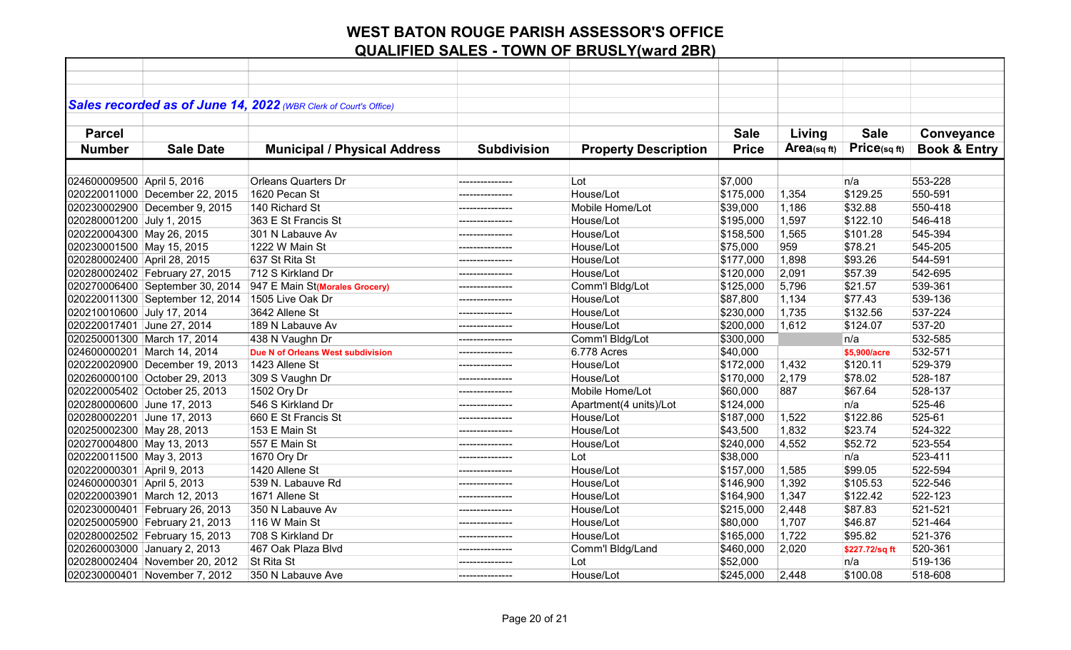# WEST BATON ROUGE PARISH ASSESSOR'S OFFICE

## QUALIFIED SALES - TOWN OF BRUSLY(ward 2BR)

***Sales recorded as of June 14, 2022** (WBR Clerk of Court's Office)*

| Parcel Number | Sale Date | Municipal / Physical Address | Subdivision | Property Description | Sale Price | Living Area(sq ft) | Sale Price(sq ft) | Conveyance Book & Entry |
|---|---|---|---|---|---|---|---|---|
| 024600009500 | April 5, 2016 | Orleans Quarters Dr | --------------- | Lot | $7,000 | | n/a | 553-228 |
| 020220011000 | December 22, 2015 | 1620 Pecan St | --------------- | House/Lot | $175,000 | 1,354 | $129.25 | 550-591 |
| 020230002900 | December 9, 2015 | 140 Richard St | --------------- | Mobile Home/Lot | $39,000 | 1,186 | $32.88 | 550-418 |
| 020280001200 | July 1, 2015 | 363 E St Francis St | --------------- | House/Lot | $195,000 | 1,597 | $122.10 | 546-418 |
| 020220004300 | May 26, 2015 | 301 N Labauve Av | --------------- | House/Lot | $158,500 | 1,565 | $101.28 | 545-394 |
| 020230001500 | May 15, 2015 | 1222 W Main St | --------------- | House/Lot | $75,000 | 959 | $78.21 | 545-205 |
| 020280002400 | April 28, 2015 | 637 St Rita St | --------------- | House/Lot | $177,000 | 1,898 | $93.26 | 544-591 |
| 020280002402 | February 27, 2015 | 712 S Kirkland Dr | --------------- | House/Lot | $120,000 | 2,091 | $57.39 | 542-695 |
| 020270006400 | September 30, 2014 | 947 E Main St**(Morales Grocery)** | --------------- | Comm'l Bldg/Lot | $125,000 | 5,796 | $21.57 | 539-361 |
| 020220011300 | September 12, 2014 | 1505 Live Oak Dr | --------------- | House/Lot | $87,800 | 1,134 | $77.43 | 539-136 |
| 020210010600 | July 17, 2014 | 3642 Allene St | --------------- | House/Lot | $230,000 | 1,735 | $132.56 | 537-224 |
| 020220017401 | June 27, 2014 | 189 N Labauve Av | --------------- | House/Lot | $200,000 | 1,612 | $124.07 | 537-20 |
| 020250001300 | March 17, 2014 | 438 N Vaughn Dr | --------------- | Comm'l Bldg/Lot | $300,000 | | n/a | 532-585 |
| 024600000201 | March 14, 2014 | **Due N of Orleans West subdivision** | --------------- | 6.778 Acres | $40,000 | | **$5,900/acre** | 532-571 |
| 020220020900 | December 19, 2013 | 1423 Allene St | --------------- | House/Lot | $172,000 | 1,432 | $120.11 | 529-379 |
| 020260000100 | October 29, 2013 | 309 S Vaughn Dr | --------------- | House/Lot | $170,000 | 2,179 | $78.02 | 528-187 |
| 020220005402 | October 25, 2013 | 1502 Ory Dr | --------------- | Mobile Home/Lot | $60,000 | 887 | $67.64 | 528-137 |
| 020280000600 | June 17, 2013 | 546 S Kirkland Dr | --------------- | Apartment(4 units)/Lot | $124,000 | | n/a | 525-46 |
| 020280002201 | June 17, 2013 | 660 E St Francis St | --------------- | House/Lot | $187,000 | 1,522 | $122.86 | 525-61 |
| 020250002300 | May 28, 2013 | 153 E Main St | --------------- | House/Lot | $43,500 | 1,832 | $23.74 | 524-322 |
| 020270004800 | May 13, 2013 | 557 E Main St | --------------- | House/Lot | $240,000 | 4,552 | $52.72 | 523-554 |
| 020220011500 | May 3, 2013 | 1670 Ory Dr | --------------- | Lot | $38,000 | | n/a | 523-411 |
| 020220000301 | April 9, 2013 | 1420 Allene St | --------------- | House/Lot | $157,000 | 1,585 | $99.05 | 522-594 |
| 024600000301 | April 5, 2013 | 539 N. Labauve Rd | --------------- | House/Lot | $146,900 | 1,392 | $105.53 | 522-546 |
| 020220003901 | March 12, 2013 | 1671 Allene St | --------------- | House/Lot | $164,900 | 1,347 | $122.42 | 522-123 |
| 020230000401 | February 26, 2013 | 350 N Labauve Av | --------------- | House/Lot | $215,000 | 2,448 | $87.83 | 521-521 |
| 020250005900 | February 21, 2013 | 116 W Main St | --------------- | House/Lot | $80,000 | 1,707 | $46.87 | 521-464 |
| 020280002502 | February 15, 2013 | 708 S Kirkland Dr | --------------- | House/Lot | $165,000 | 1,722 | $95.82 | 521-376 |
| 020260003000 | January 2, 2013 | 467 Oak Plaza Blvd | --------------- | Comm'l Bldg/Land | $460,000 | 2,020 | **$227.72/sq ft** | 520-361 |
| 020280002404 | November 20, 2012 | St Rita St | --------------- | Lot | $52,000 | | n/a | 519-136 |
| 020230000401 | November 7, 2012 | 350 N Labauve Ave | --------------- | House/Lot | $245,000 | 2,448 | $100.08 | 518-608 |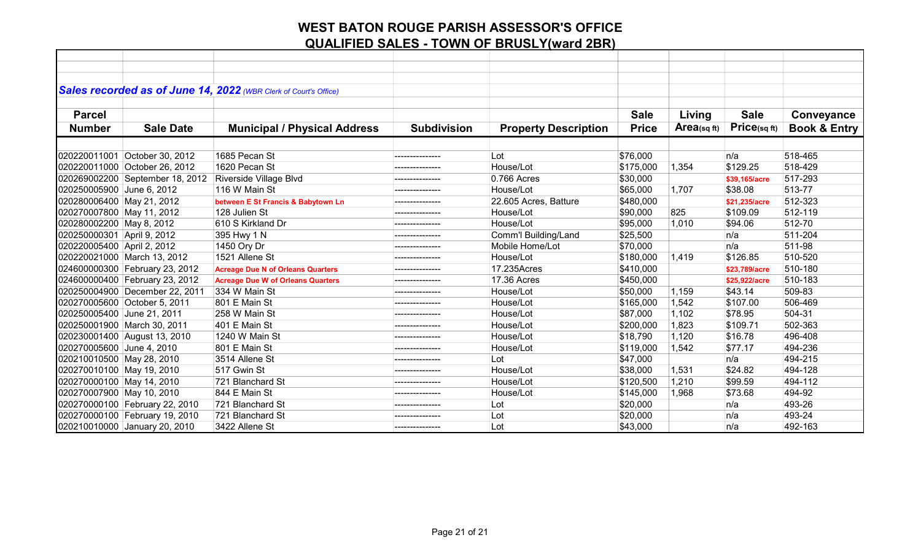# WEST BATON ROUGE PARISH ASSESSOR'S OFFICE

## QUALIFIED SALES - TOWN OF BRUSLY(ward 2BR)

***Sales recorded as of June 14, 2022*** *(WBR Clerk of Court's Office)*

| Parcel Number | Sale Date | Municipal / Physical Address | Subdivision | Property Description | Sale Price | Living Area(sq ft) | Sale Price(sq ft) | Conveyance Book & Entry |
|---|---|---|---|---|---|---|---|---|
| 020220011001 | October 30, 2012 | 1685 Pecan St | --------------- | Lot | $76,000 | | n/a | 518-465 |
| 020220011000 | October 26, 2012 | 1620 Pecan St | --------------- | House/Lot | $175,000 | 1,354 | $129.25 | 518-429 |
| 020269002200 | September 18, 2012 | Riverside Village Blvd | --------------- | 0.766 Acres | $30,000 | | $39,165/acre | 517-293 |
| 020250005900 | June 6, 2012 | 116 W Main St | --------------- | House/Lot | $65,000 | 1,707 | $38.08 | 513-77 |
| 020280006400 | May 21, 2012 | between E St Francis & Babytown Ln | --------------- | 22.605 Acres, Batture | $480,000 | | $21,235/acre | 512-323 |
| 020270007800 | May 11, 2012 | 128 Julien St | --------------- | House/Lot | $90,000 | 825 | $109.09 | 512-119 |
| 020280002200 | May 8, 2012 | 610 S Kirkland Dr | --------------- | House/Lot | $95,000 | 1,010 | $94.06 | 512-70 |
| 020250000301 | April 9, 2012 | 395 Hwy 1 N | --------------- | Comm'l Building/Land | $25,500 | | n/a | 511-204 |
| 020220005400 | April 2, 2012 | 1450 Ory Dr | --------------- | Mobile Home/Lot | $70,000 | | n/a | 511-98 |
| 020220021000 | March 13, 2012 | 1521 Allene St | --------------- | House/Lot | $180,000 | 1,419 | $126.85 | 510-520 |
| 024600000300 | February 23, 2012 | Acreage Due N of Orleans Quarters | --------------- | 17.235Acres | $410,000 | | $23,789/acre | 510-180 |
| 024600000400 | February 23, 2012 | Acreage Due W of Orleans Quarters | --------------- | 17.36 Acres | $450,000 | | $25,922/acre | 510-183 |
| 020250004900 | December 22, 2011 | 334 W Main St | --------------- | House/Lot | $50,000 | 1,159 | $43.14 | 509-83 |
| 020270005600 | October 5, 2011 | 801 E Main St | --------------- | House/Lot | $165,000 | 1,542 | $107.00 | 506-469 |
| 020250005400 | June 21, 2011 | 258 W Main St | --------------- | House/Lot | $87,000 | 1,102 | $78.95 | 504-31 |
| 020250001900 | March 30, 2011 | 401 E Main St | --------------- | House/Lot | $200,000 | 1,823 | $109.71 | 502-363 |
| 020230001400 | August 13, 2010 | 1240 W Main St | --------------- | House/Lot | $18,790 | 1,120 | $16.78 | 496-408 |
| 020270005600 | June 4, 2010 | 801 E Main St | --------------- | House/Lot | $119,000 | 1,542 | $77.17 | 494-236 |
| 020210010500 | May 28, 2010 | 3514 Allene St | --------------- | Lot | $47,000 | | n/a | 494-215 |
| 020270010100 | May 19, 2010 | 517 Gwin St | --------------- | House/Lot | $38,000 | 1,531 | $24.82 | 494-128 |
| 020270000100 | May 14, 2010 | 721 Blanchard St | --------------- | House/Lot | $120,500 | 1,210 | $99.59 | 494-112 |
| 020270007900 | May 10, 2010 | 844 E Main St | --------------- | House/Lot | $145,000 | 1,968 | $73.68 | 494-92 |
| 020270000100 | February 22, 2010 | 721 Blanchard St | --------------- | Lot | $20,000 | | n/a | 493-26 |
| 020270000100 | February 19, 2010 | 721 Blanchard St | --------------- | Lot | $20,000 | | n/a | 493-24 |
| 020210010000 | January 20, 2010 | 3422 Allene St | --------------- | Lot | $43,000 | | n/a | 492-163 |